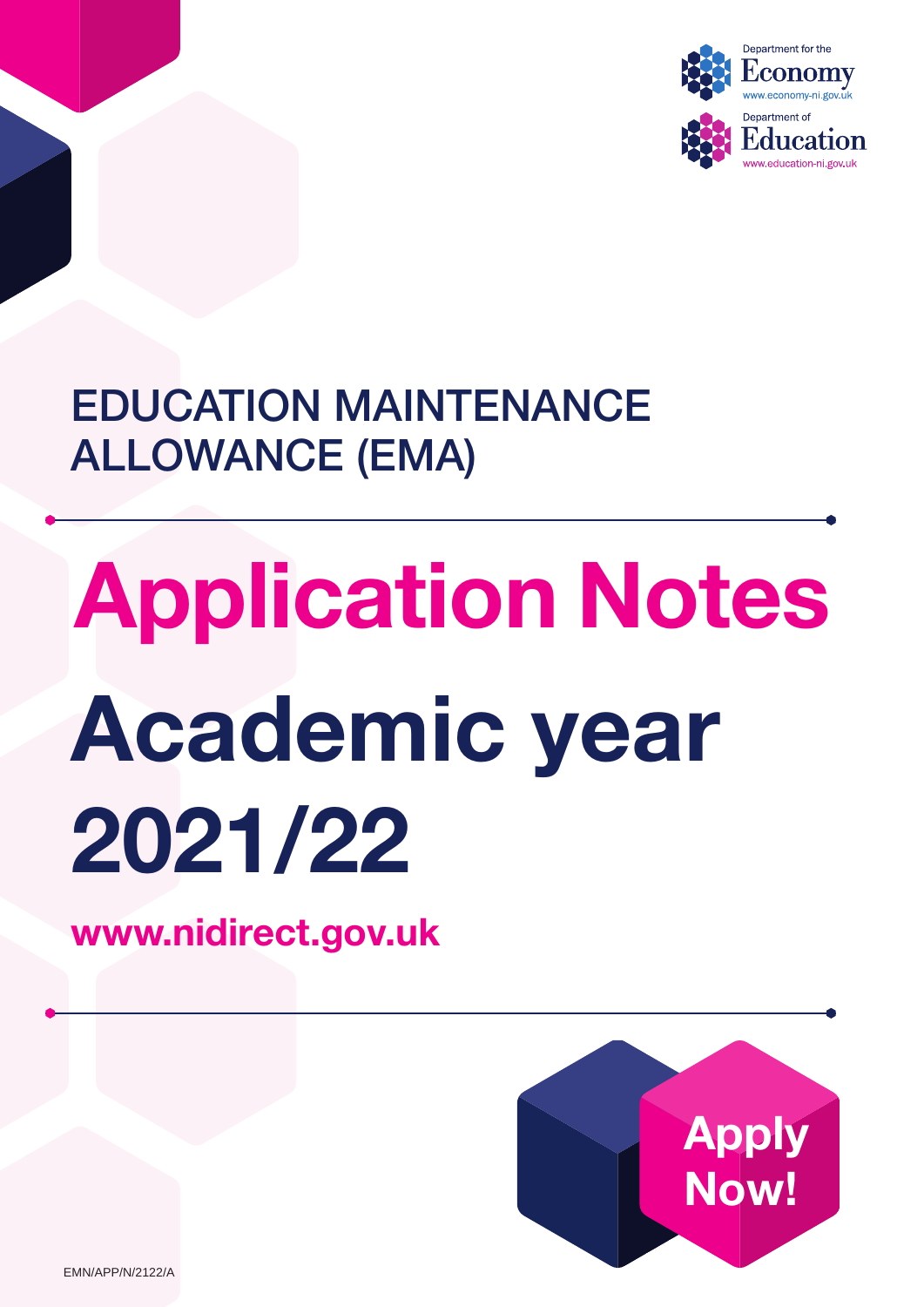Department for the
Economy
www.economy-ni.gov.uk

Department of
Education
www.education-ni.gov.uk

## EDUCATION MAINTENANCE ALLOWANCE (EMA)

# Application Notes

# Academic year 2021/22

**www.nidirect.gov.uk**

**Apply Now!**

EMN/APP/N/2122/A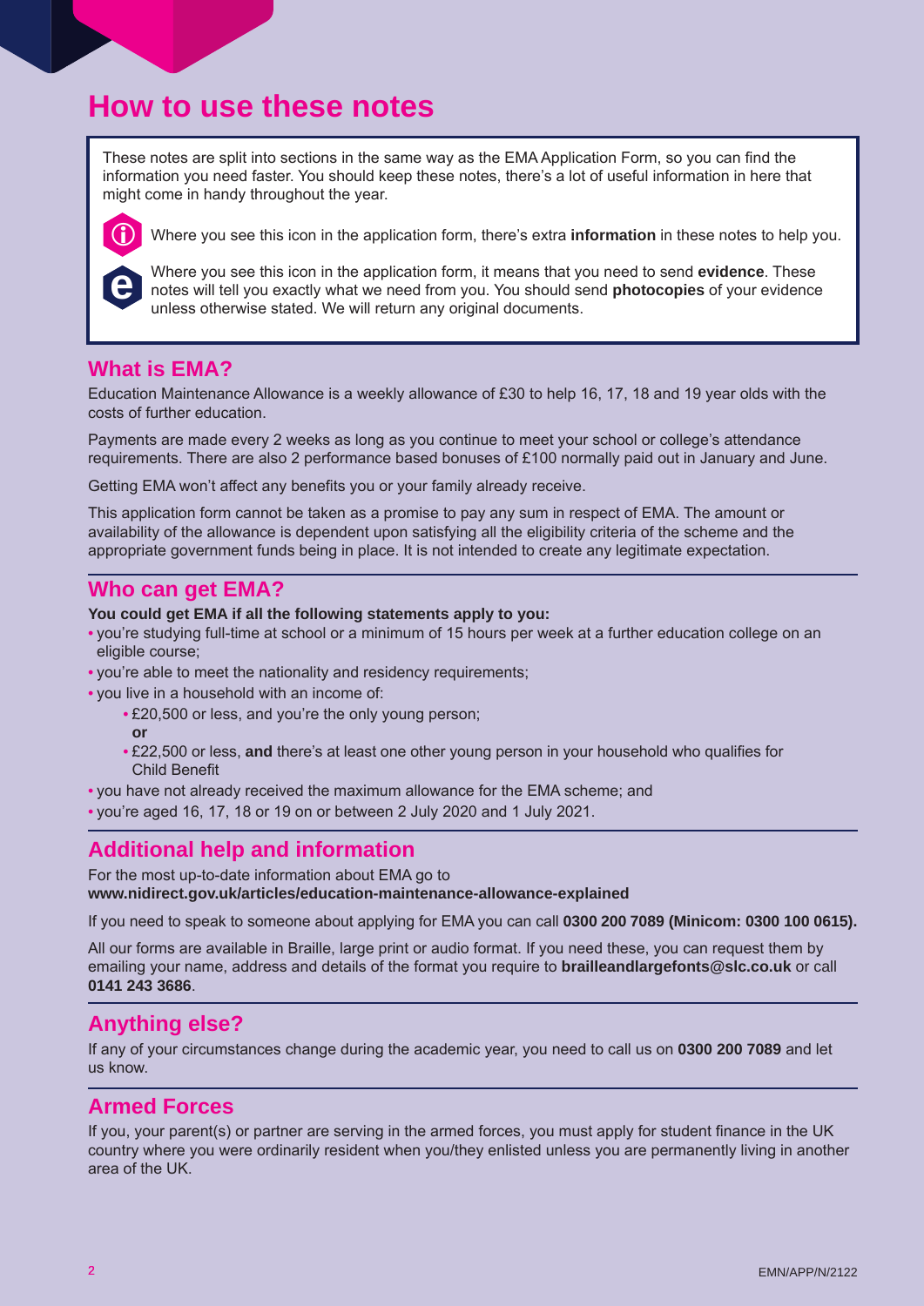# How to use these notes

These notes are split into sections in the same way as the EMA Application Form, so you can find the information you need faster. You should keep these notes, there's a lot of useful information in here that might come in handy throughout the year.

Where you see this icon in the application form, there's extra **information** in these notes to help you.

Where you see this icon in the application form, it means that you need to send **evidence**. These notes will tell you exactly what we need from you. You should send **photocopies** of your evidence unless otherwise stated. We will return any original documents.

## What is EMA?

Education Maintenance Allowance is a weekly allowance of £30 to help 16, 17, 18 and 19 year olds with the costs of further education.

Payments are made every 2 weeks as long as you continue to meet your school or college's attendance requirements. There are also 2 performance based bonuses of £100 normally paid out in January and June.

Getting EMA won't affect any benefits you or your family already receive.

This application form cannot be taken as a promise to pay any sum in respect of EMA. The amount or availability of the allowance is dependent upon satisfying all the eligibility criteria of the scheme and the appropriate government funds being in place. It is not intended to create any legitimate expectation.

## Who can get EMA?

**You could get EMA if all the following statements apply to you:**

- you're studying full-time at school or a minimum of 15 hours per week at a further education college on an eligible course;
- you're able to meet the nationality and residency requirements;
- you live in a household with an income of:
  - £20,500 or less, and you're the only young person;
  
    **or**
  - £22,500 or less, **and** there's at least one other young person in your household who qualifies for Child Benefit
- you have not already received the maximum allowance for the EMA scheme; and
- you're aged 16, 17, 18 or 19 on or between 2 July 2020 and 1 July 2021.

## Additional help and information

For the most up-to-date information about EMA go to
**www.nidirect.gov.uk/articles/education-maintenance-allowance-explained**

If you need to speak to someone about applying for EMA you can call **0300 200 7089 (Minicom: 0300 100 0615).**

All our forms are available in Braille, large print or audio format. If you need these, you can request them by emailing your name, address and details of the format you require to **brailleandlargefonts@slc.co.uk** or call **0141 243 3686**.

## Anything else?

If any of your circumstances change during the academic year, you need to call us on **0300 200 7089** and let us know.

## Armed Forces

If you, your parent(s) or partner are serving in the armed forces, you must apply for student finance in the UK country where you were ordinarily resident when you/they enlisted unless you are permanently living in another area of the UK.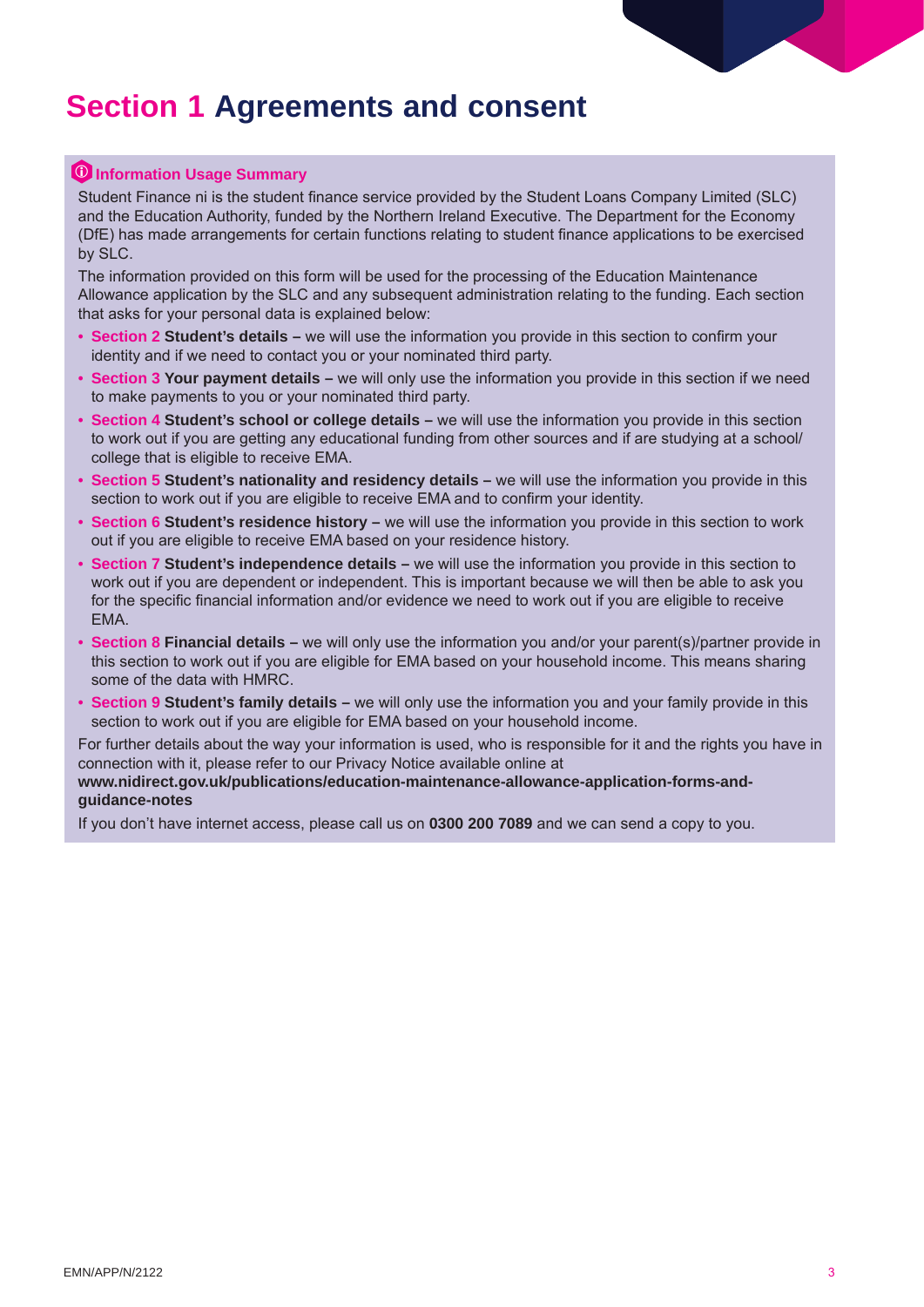# Section 1 Agreements and consent

### Information Usage Summary

Student Finance ni is the student finance service provided by the Student Loans Company Limited (SLC) and the Education Authority, funded by the Northern Ireland Executive. The Department for the Economy (DfE) has made arrangements for certain functions relating to student finance applications to be exercised by SLC.

The information provided on this form will be used for the processing of the Education Maintenance Allowance application by the SLC and any subsequent administration relating to the funding. Each section that asks for your personal data is explained below:

- Section 2 **Student's details –** we will use the information you provide in this section to confirm your identity and if we need to contact you or your nominated third party.
- Section 3 **Your payment details –** we will only use the information you provide in this section if we need to make payments to you or your nominated third party.
- Section 4 **Student's school or college details –** we will use the information you provide in this section to work out if you are getting any educational funding from other sources and if are studying at a school/college that is eligible to receive EMA.
- Section 5 **Student's nationality and residency details –** we will use the information you provide in this section to work out if you are eligible to receive EMA and to confirm your identity.
- Section 6 **Student's residence history –** we will use the information you provide in this section to work out if you are eligible to receive EMA based on your residence history.
- Section 7 **Student's independence details –** we will use the information you provide in this section to work out if you are dependent or independent. This is important because we will then be able to ask you for the specific financial information and/or evidence we need to work out if you are eligible to receive EMA.
- Section 8 **Financial details –** we will only use the information you and/or your parent(s)/partner provide in this section to work out if you are eligible for EMA based on your household income. This means sharing some of the data with HMRC.
- Section 9 **Student's family details –** we will only use the information you and your family provide in this section to work out if you are eligible for EMA based on your household income.

For further details about the way your information is used, who is responsible for it and the rights you have in connection with it, please refer to our Privacy Notice available online at
**www.nidirect.gov.uk/publications/education-maintenance-allowance-application-forms-and-guidance-notes**

If you don't have internet access, please call us on **0300 200 7089** and we can send a copy to you.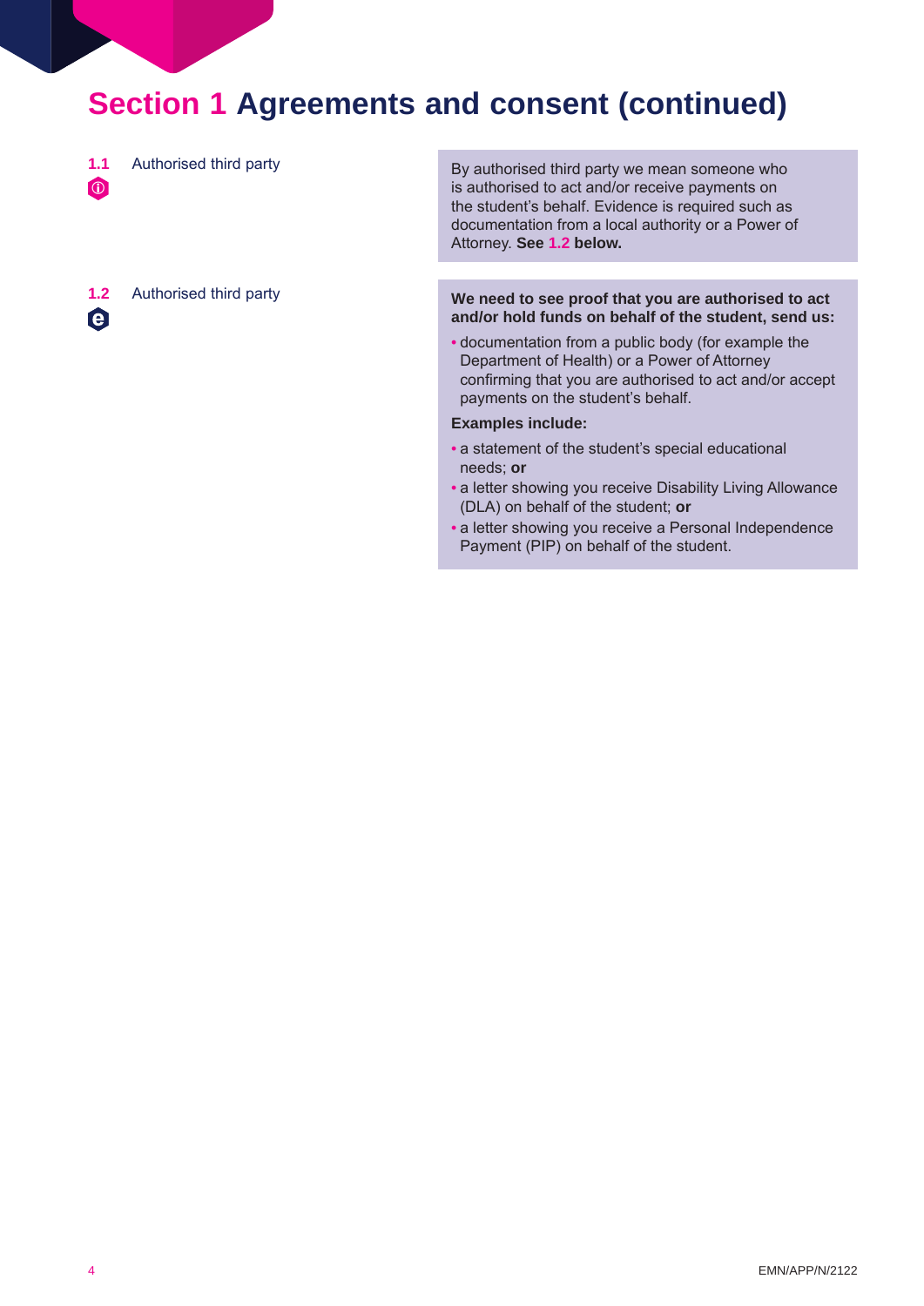# Section 1 Agreements and consent (continued)

**1.1** Authorised third party

By authorised third party we mean someone who is authorised to act and/or receive payments on the student's behalf. Evidence is required such as documentation from a local authority or a Power of Attorney. **See 1.2 below.**

**1.2** Authorised third party

**We need to see proof that you are authorised to act and/or hold funds on behalf of the student, send us:**

- documentation from a public body (for example the Department of Health) or a Power of Attorney confirming that you are authorised to act and/or accept payments on the student's behalf.

**Examples include:**

- a statement of the student's special educational needs; **or**
- a letter showing you receive Disability Living Allowance (DLA) on behalf of the student; **or**
- a letter showing you receive a Personal Independence Payment (PIP) on behalf of the student.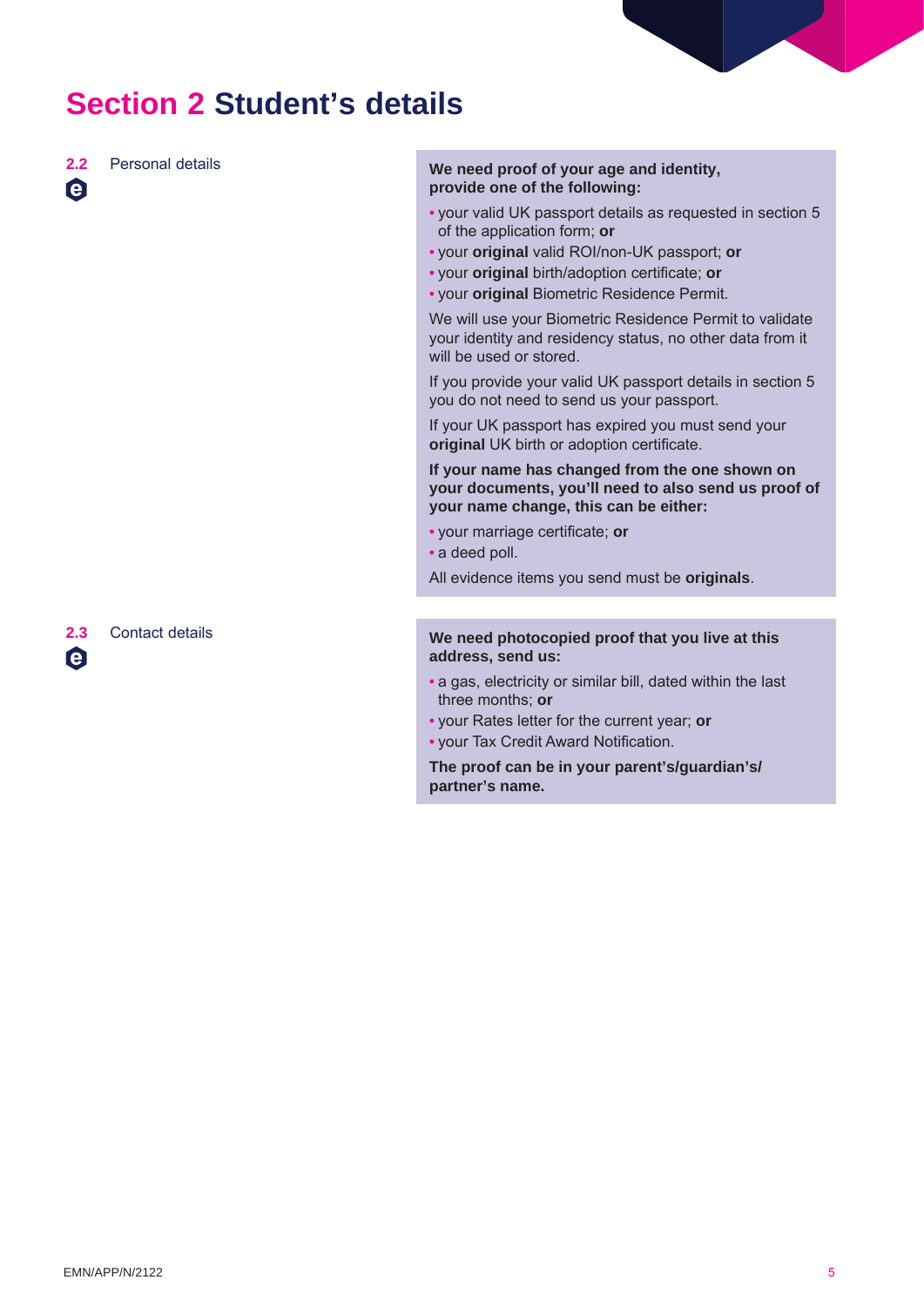# Section 2 Student's details

### 2.2 Personal details

**We need proof of your age and identity, provide one of the following:**

- your valid UK passport details as requested in section 5 of the application form; **or**
- your **original** valid ROI/non-UK passport; **or**
- your **original** birth/adoption certificate; **or**
- your **original** Biometric Residence Permit.

We will use your Biometric Residence Permit to validate your identity and residency status, no other data from it will be used or stored.

If you provide your valid UK passport details in section 5 you do not need to send us your passport.

If your UK passport has expired you must send your **original** UK birth or adoption certificate.

**If your name has changed from the one shown on your documents, you'll need to also send us proof of your name change, this can be either:**

- your marriage certificate; **or**
- a deed poll.

All evidence items you send must be **originals**.

### 2.3 Contact details

**We need photocopied proof that you live at this address, send us:**

- a gas, electricity or similar bill, dated within the last three months; **or**
- your Rates letter for the current year; **or**
- your Tax Credit Award Notification.

**The proof can be in your parent's/guardian's/ partner's name.**

EMN/APP/N/2122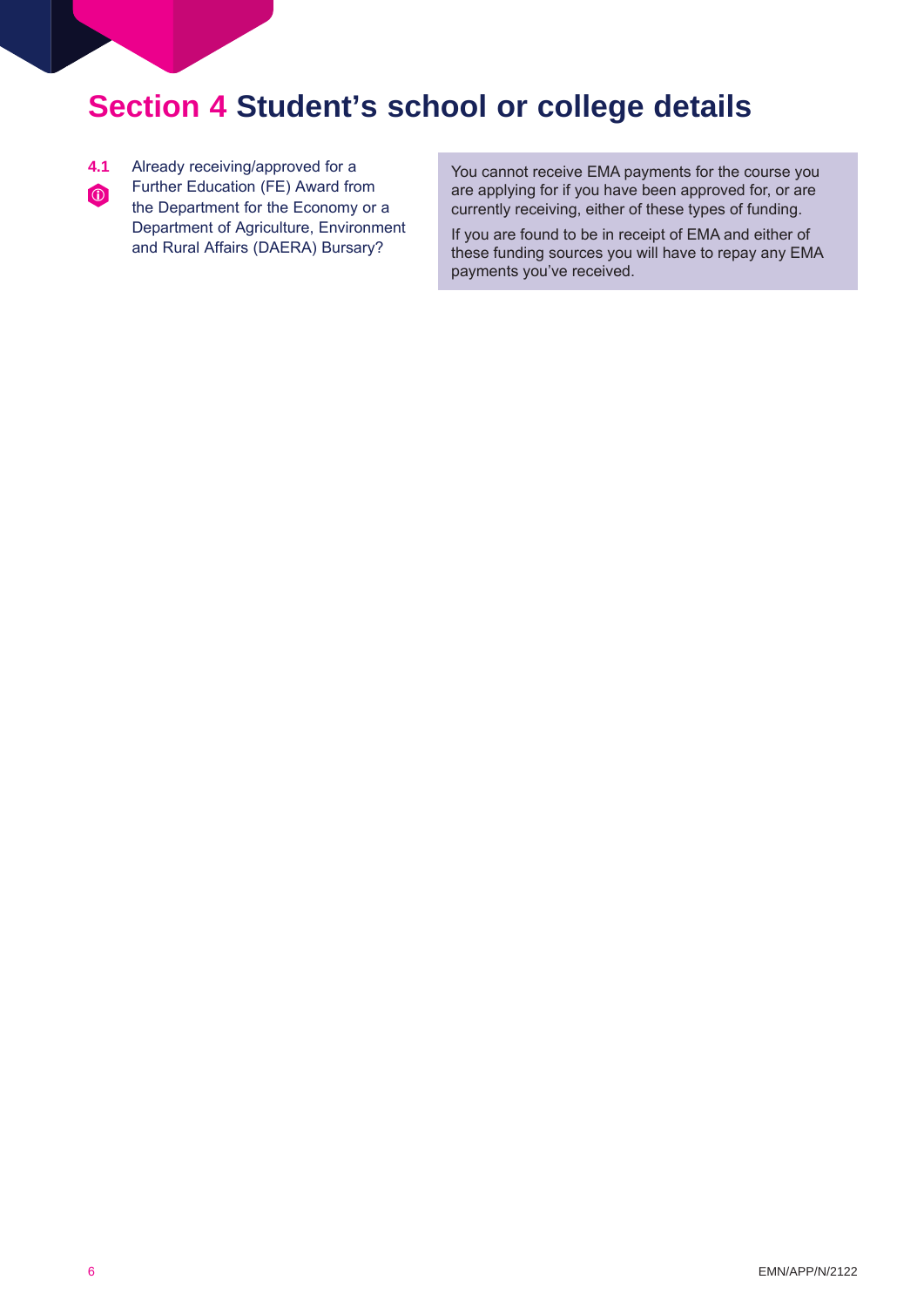# Section 4 Student's school or college details

**4.1** Already receiving/approved for a Further Education (FE) Award from the Department for the Economy or a Department of Agriculture, Environment and Rural Affairs (DAERA) Bursary?

You cannot receive EMA payments for the course you are applying for if you have been approved for, or are currently receiving, either of these types of funding.

If you are found to be in receipt of EMA and either of these funding sources you will have to repay any EMA payments you've received.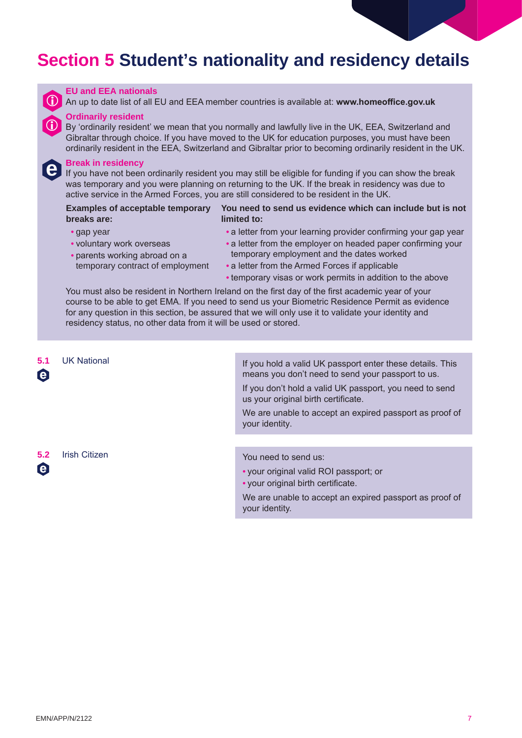# Section 5 Student's nationality and residency details

**EU and EEA nationals**

An up to date list of all EU and EEA member countries is available at: **www.homeoffice.gov.uk**

**Ordinarily resident**

By 'ordinarily resident' we mean that you normally and lawfully live in the UK, EEA, Switzerland and Gibraltar through choice. If you have moved to the UK for education purposes, you must have been ordinarily resident in the EEA, Switzerland and Gibraltar prior to becoming ordinarily resident in the UK.

**Break in residency**

If you have not been ordinarily resident you may still be eligible for funding if you can show the break was temporary and you were planning on returning to the UK. If the break in residency was due to active service in the Armed Forces, you are still considered to be resident in the UK.

**Examples of acceptable temporary breaks are:**

- gap year
- voluntary work overseas
- parents working abroad on a temporary contract of employment

**You need to send us evidence which can include but is not limited to:**

- a letter from your learning provider confirming your gap year
- a letter from the employer on headed paper confirming your temporary employment and the dates worked
- a letter from the Armed Forces if applicable
- temporary visas or work permits in addition to the above

You must also be resident in Northern Ireland on the first day of the first academic year of your course to be able to get EMA. If you need to send us your Biometric Residence Permit as evidence for any question in this section, be assured that we will only use it to validate your identity and residency status, no other data from it will be used or stored.

**5.1** UK National

If you hold a valid UK passport enter these details. This means you don't need to send your passport to us.

If you don't hold a valid UK passport, you need to send us your original birth certificate.

We are unable to accept an expired passport as proof of your identity.

**5.2** Irish Citizen

You need to send us:

- your original valid ROI passport; or
- your original birth certificate.

We are unable to accept an expired passport as proof of your identity.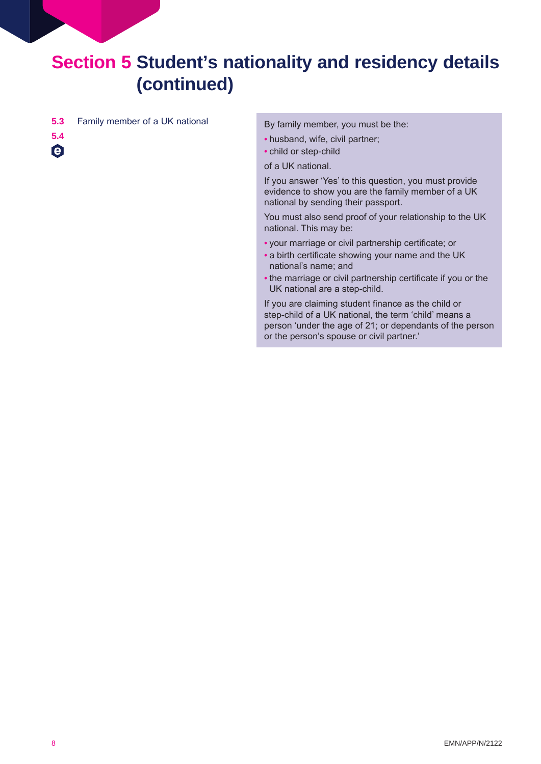# Section 5 Student's nationality and residency details (continued)

**5.3** Family member of a UK national

**5.4**

e

By family member, you must be the:

- husband, wife, civil partner;
- child or step-child

of a UK national.

If you answer 'Yes' to this question, you must provide evidence to show you are the family member of a UK national by sending their passport.

You must also send proof of your relationship to the UK national. This may be:

- your marriage or civil partnership certificate; or
- a birth certificate showing your name and the UK national's name; and
- the marriage or civil partnership certificate if you or the UK national are a step-child.

If you are claiming student finance as the child or step-child of a UK national, the term 'child' means a person 'under the age of 21; or dependants of the person or the person's spouse or civil partner.'

EMN/APP/N/2122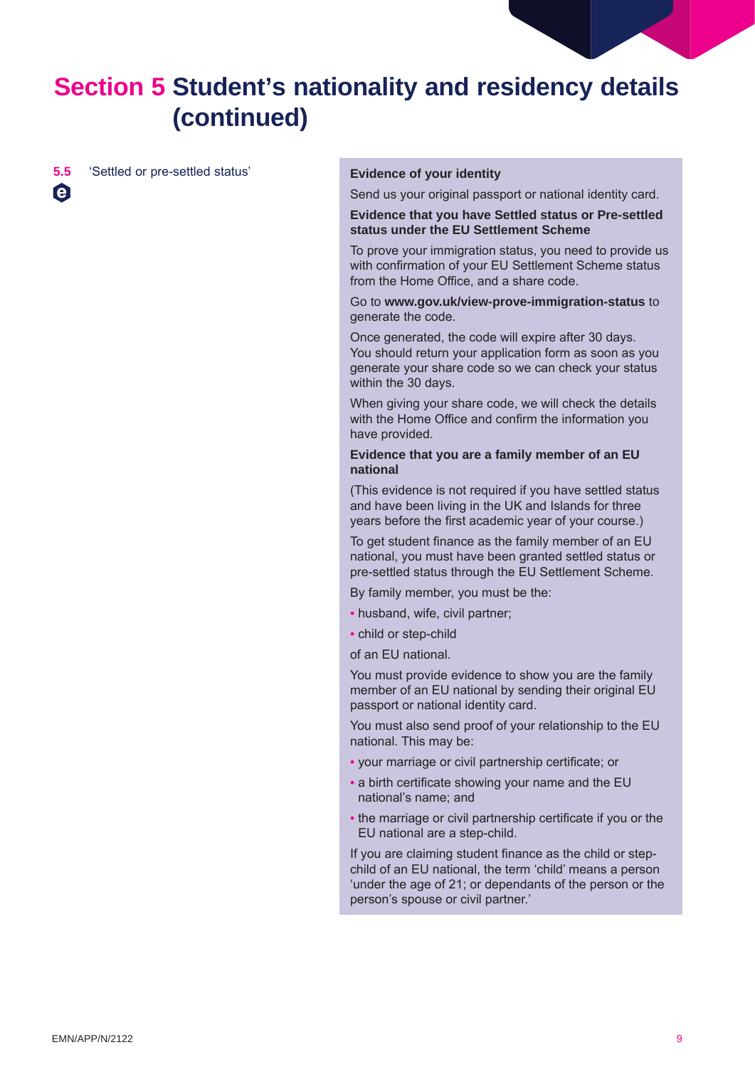# Section 5 Student's nationality and residency details (continued)

**5.5** 'Settled or pre-settled status'

**Evidence of your identity**

Send us your original passport or national identity card.

**Evidence that you have Settled status or Pre-settled status under the EU Settlement Scheme**

To prove your immigration status, you need to provide us with confirmation of your EU Settlement Scheme status from the Home Office, and a share code.

Go to **www.gov.uk/view-prove-immigration-status** to generate the code.

Once generated, the code will expire after 30 days. You should return your application form as soon as you generate your share code so we can check your status within the 30 days.

When giving your share code, we will check the details with the Home Office and confirm the information you have provided.

**Evidence that you are a family member of an EU national**

(This evidence is not required if you have settled status and have been living in the UK and Islands for three years before the first academic year of your course.)

To get student finance as the family member of an EU national, you must have been granted settled status or pre-settled status through the EU Settlement Scheme.

By family member, you must be the:

- husband, wife, civil partner;
- child or step-child

of an EU national.

You must provide evidence to show you are the family member of an EU national by sending their original EU passport or national identity card.

You must also send proof of your relationship to the EU national. This may be:

- your marriage or civil partnership certificate; or
- a birth certificate showing your name and the EU national's name; and
- the marriage or civil partnership certificate if you or the EU national are a step-child.

If you are claiming student finance as the child or step-child of an EU national, the term 'child' means a person 'under the age of 21; or dependants of the person or the person's spouse or civil partner.'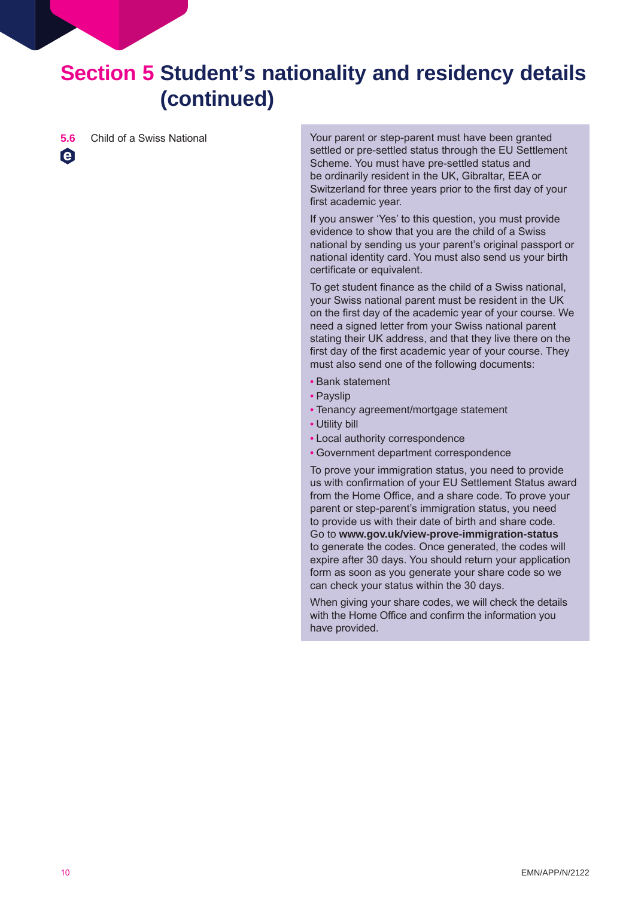# Section 5 Student's nationality and residency details (continued)

**5.6** Child of a Swiss National

Your parent or step-parent must have been granted settled or pre-settled status through the EU Settlement Scheme. You must have pre-settled status and be ordinarily resident in the UK, Gibraltar, EEA or Switzerland for three years prior to the first day of your first academic year.

If you answer 'Yes' to this question, you must provide evidence to show that you are the child of a Swiss national by sending us your parent's original passport or national identity card. You must also send us your birth certificate or equivalent.

To get student finance as the child of a Swiss national, your Swiss national parent must be resident in the UK on the first day of the academic year of your course. We need a signed letter from your Swiss national parent stating their UK address, and that they live there on the first day of the first academic year of your course. They must also send one of the following documents:

- Bank statement
- Payslip
- Tenancy agreement/mortgage statement
- Utility bill
- Local authority correspondence
- Government department correspondence

To prove your immigration status, you need to provide us with confirmation of your EU Settlement Status award from the Home Office, and a share code. To prove your parent or step-parent's immigration status, you need to provide us with their date of birth and share code. Go to **www.gov.uk/view-prove-immigration-status** to generate the codes. Once generated, the codes will expire after 30 days. You should return your application form as soon as you generate your share code so we can check your status within the 30 days.

When giving your share codes, we will check the details with the Home Office and confirm the information you have provided.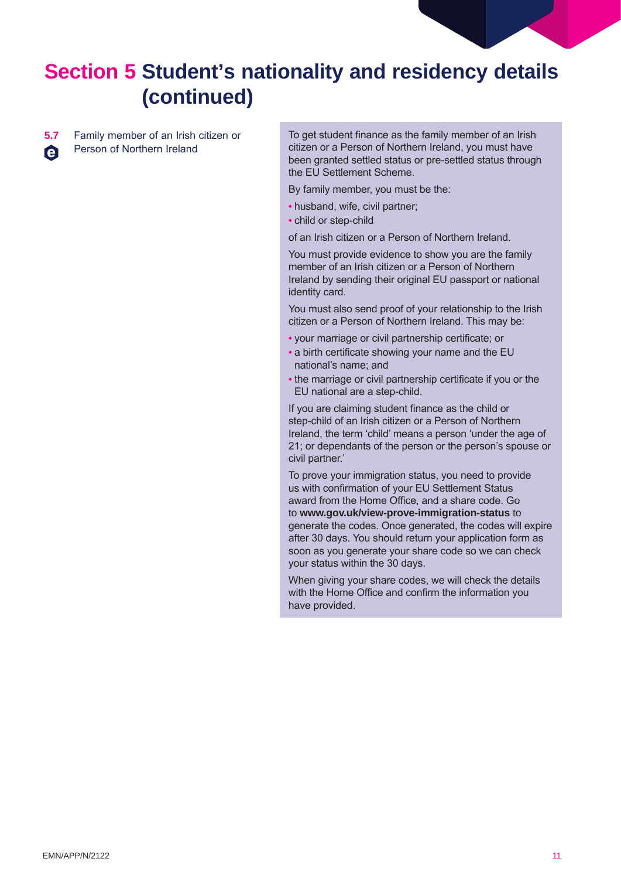# Section 5 Student's nationality and residency details (continued)

**5.7** Family member of an Irish citizen or Person of Northern Ireland

To get student finance as the family member of an Irish citizen or a Person of Northern Ireland, you must have been granted settled status or pre-settled status through the EU Settlement Scheme.

By family member, you must be the:

- husband, wife, civil partner;
- child or step-child

of an Irish citizen or a Person of Northern Ireland.

You must provide evidence to show you are the family member of an Irish citizen or a Person of Northern Ireland by sending their original EU passport or national identity card.

You must also send proof of your relationship to the Irish citizen or a Person of Northern Ireland. This may be:

- your marriage or civil partnership certificate; or
- a birth certificate showing your name and the EU national's name; and
- the marriage or civil partnership certificate if you or the EU national are a step-child.

If you are claiming student finance as the child or step-child of an Irish citizen or a Person of Northern Ireland, the term 'child' means a person 'under the age of 21; or dependants of the person or the person's spouse or civil partner.'

To prove your immigration status, you need to provide us with confirmation of your EU Settlement Status award from the Home Office, and a share code. Go to **www.gov.uk/view-prove-immigration-status** to generate the codes. Once generated, the codes will expire after 30 days. You should return your application form as soon as you generate your share code so we can check your status within the 30 days.

When giving your share codes, we will check the details with the Home Office and confirm the information you have provided.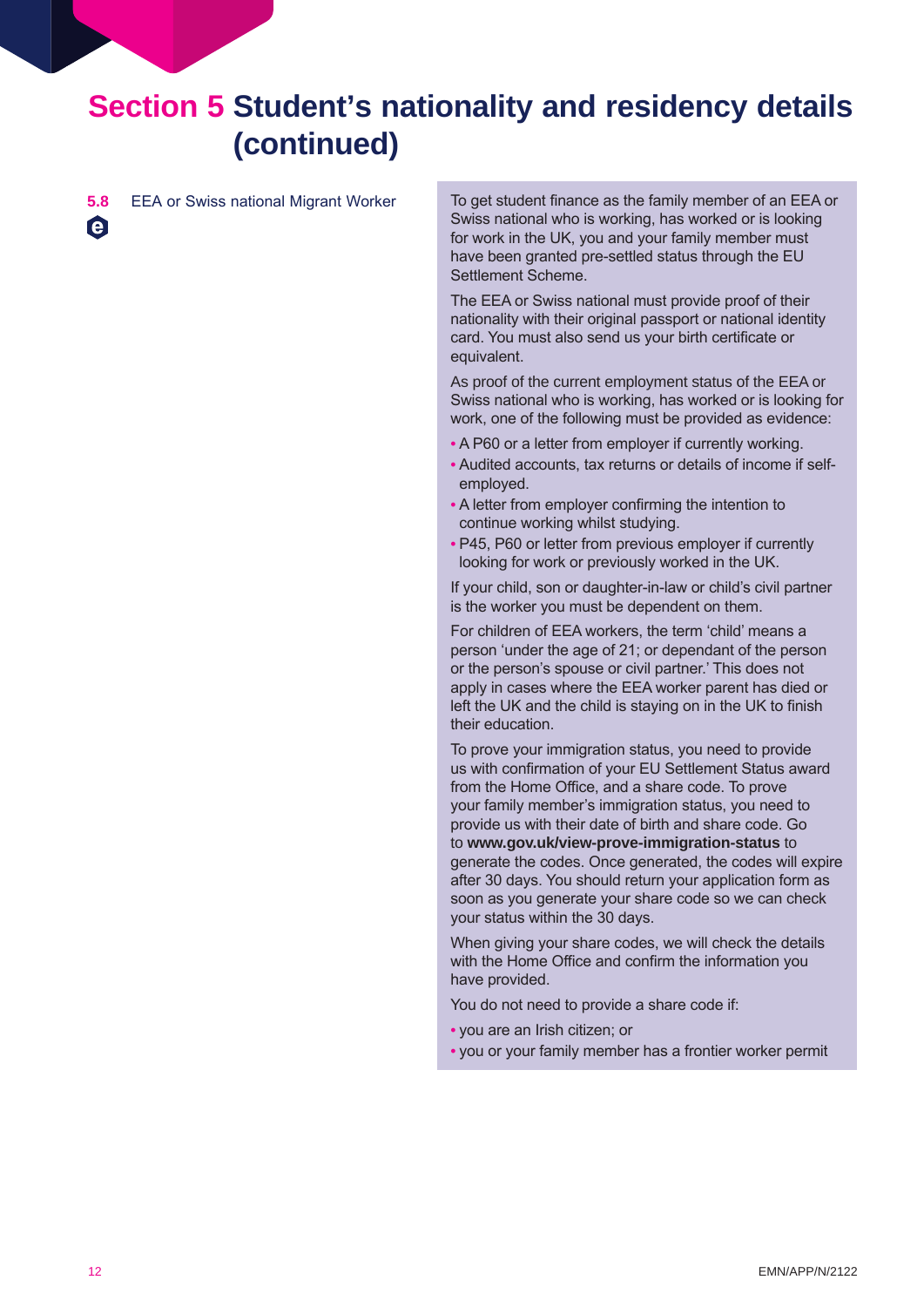# Section 5 Student's nationality and residency details (continued)

**5.8** EEA or Swiss national Migrant Worker

To get student finance as the family member of an EEA or Swiss national who is working, has worked or is looking for work in the UK, you and your family member must have been granted pre-settled status through the EU Settlement Scheme.

The EEA or Swiss national must provide proof of their nationality with their original passport or national identity card. You must also send us your birth certificate or equivalent.

As proof of the current employment status of the EEA or Swiss national who is working, has worked or is looking for work, one of the following must be provided as evidence:

- A P60 or a letter from employer if currently working.
- Audited accounts, tax returns or details of income if self-employed.
- A letter from employer confirming the intention to continue working whilst studying.
- P45, P60 or letter from previous employer if currently looking for work or previously worked in the UK.

If your child, son or daughter-in-law or child's civil partner is the worker you must be dependent on them.

For children of EEA workers, the term 'child' means a person 'under the age of 21; or dependant of the person or the person's spouse or civil partner.' This does not apply in cases where the EEA worker parent has died or left the UK and the child is staying on in the UK to finish their education.

To prove your immigration status, you need to provide us with confirmation of your EU Settlement Status award from the Home Office, and a share code. To prove your family member's immigration status, you need to provide us with their date of birth and share code. Go to **www.gov.uk/view-prove-immigration-status** to generate the codes. Once generated, the codes will expire after 30 days. You should return your application form as soon as you generate your share code so we can check your status within the 30 days.

When giving your share codes, we will check the details with the Home Office and confirm the information you have provided.

You do not need to provide a share code if:

- you are an Irish citizen; or
- you or your family member has a frontier worker permit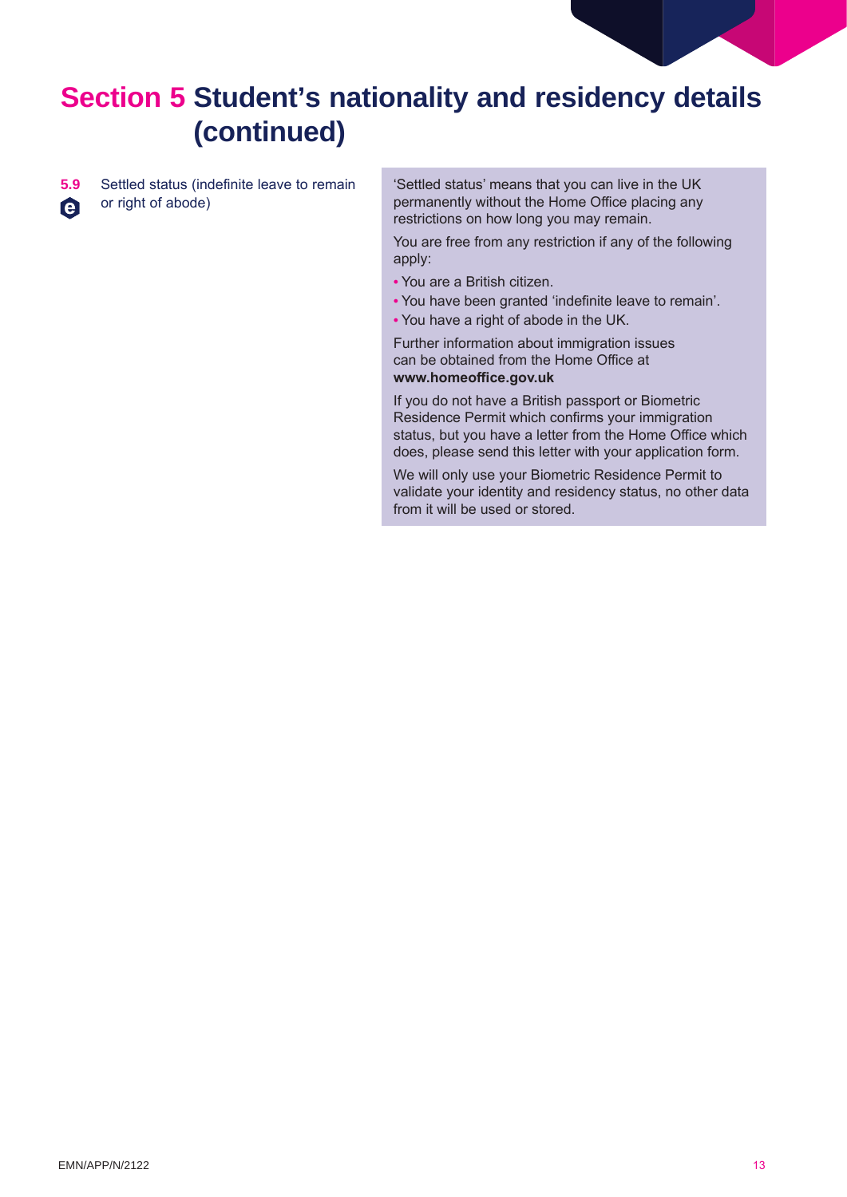# Section 5 Student's nationality and residency details (continued)

**5.9** Settled status (indefinite leave to remain or right of abode)

'Settled status' means that you can live in the UK permanently without the Home Office placing any restrictions on how long you may remain.

You are free from any restriction if any of the following apply:

- You are a British citizen.
- You have been granted 'indefinite leave to remain'.
- You have a right of abode in the UK.

Further information about immigration issues can be obtained from the Home Office at **www.homeoffice.gov.uk**

If you do not have a British passport or Biometric Residence Permit which confirms your immigration status, but you have a letter from the Home Office which does, please send this letter with your application form.

We will only use your Biometric Residence Permit to validate your identity and residency status, no other data from it will be used or stored.

EMN/APP/N/2122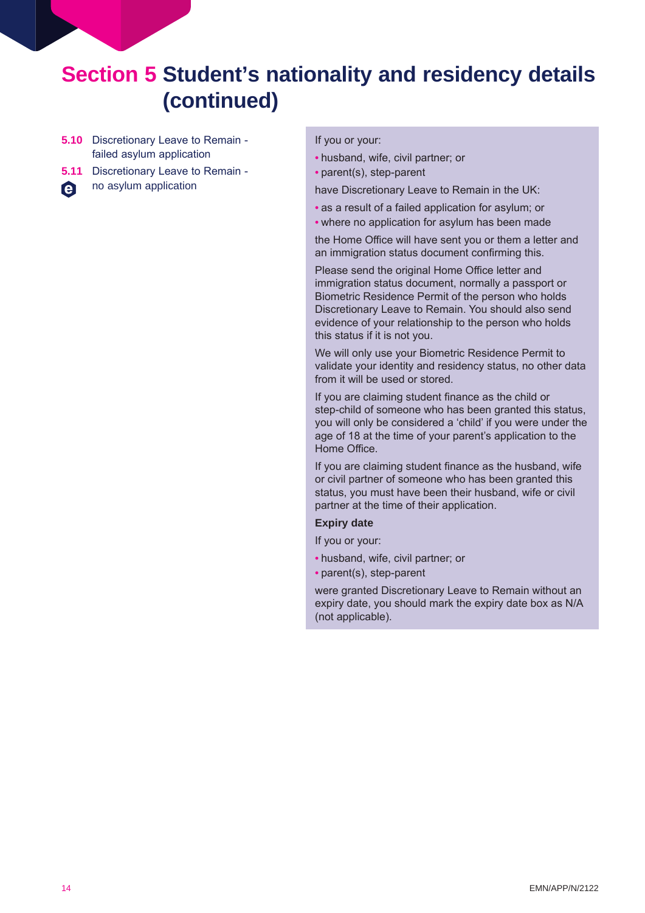# Section 5 Student's nationality and residency details (continued)

**5.10** Discretionary Leave to Remain - failed asylum application

**5.11** Discretionary Leave to Remain - no asylum application

If you or your:

- husband, wife, civil partner; or
- parent(s), step-parent

have Discretionary Leave to Remain in the UK:

- as a result of a failed application for asylum; or
- where no application for asylum has been made

the Home Office will have sent you or them a letter and an immigration status document confirming this.

Please send the original Home Office letter and immigration status document, normally a passport or Biometric Residence Permit of the person who holds Discretionary Leave to Remain. You should also send evidence of your relationship to the person who holds this status if it is not you.

We will only use your Biometric Residence Permit to validate your identity and residency status, no other data from it will be used or stored.

If you are claiming student finance as the child or step-child of someone who has been granted this status, you will only be considered a 'child' if you were under the age of 18 at the time of your parent's application to the Home Office.

If you are claiming student finance as the husband, wife or civil partner of someone who has been granted this status, you must have been their husband, wife or civil partner at the time of their application.

**Expiry date**

If you or your:

- husband, wife, civil partner; or
- parent(s), step-parent

were granted Discretionary Leave to Remain without an expiry date, you should mark the expiry date box as N/A (not applicable).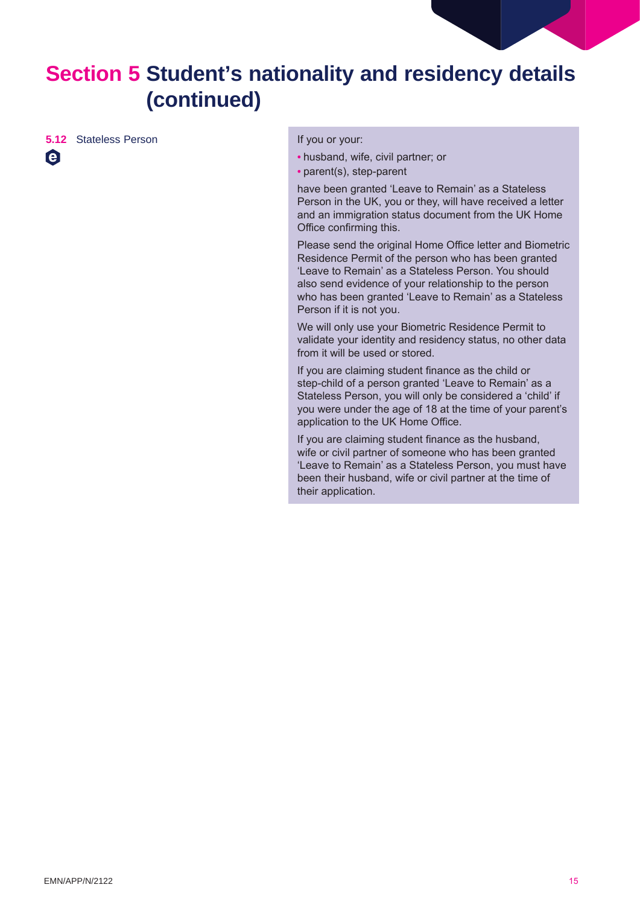# Section 5 Student's nationality and residency details (continued)

**5.12** Stateless Person

If you or your:

- husband, wife, civil partner; or
- parent(s), step-parent

have been granted 'Leave to Remain' as a Stateless Person in the UK, you or they, will have received a letter and an immigration status document from the UK Home Office confirming this.

Please send the original Home Office letter and Biometric Residence Permit of the person who has been granted 'Leave to Remain' as a Stateless Person. You should also send evidence of your relationship to the person who has been granted 'Leave to Remain' as a Stateless Person if it is not you.

We will only use your Biometric Residence Permit to validate your identity and residency status, no other data from it will be used or stored.

If you are claiming student finance as the child or step-child of a person granted 'Leave to Remain' as a Stateless Person, you will only be considered a 'child' if you were under the age of 18 at the time of your parent's application to the UK Home Office.

If you are claiming student finance as the husband, wife or civil partner of someone who has been granted 'Leave to Remain' as a Stateless Person, you must have been their husband, wife or civil partner at the time of their application.

EMN/APP/N/2122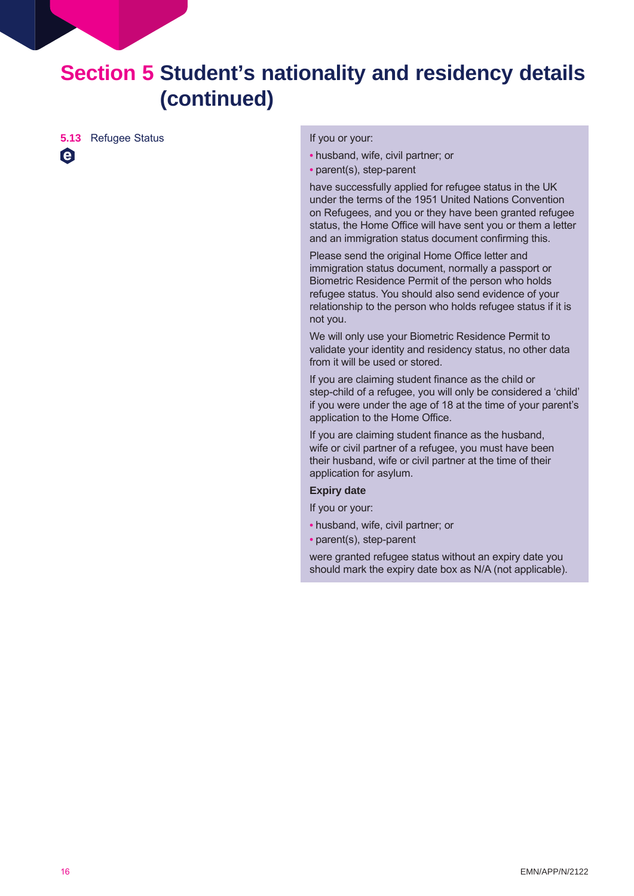# Section 5 Student's nationality and residency details (continued)

**5.13** Refugee Status

If you or your:

- husband, wife, civil partner; or
- parent(s), step-parent

have successfully applied for refugee status in the UK under the terms of the 1951 United Nations Convention on Refugees, and you or they have been granted refugee status, the Home Office will have sent you or them a letter and an immigration status document confirming this.

Please send the original Home Office letter and immigration status document, normally a passport or Biometric Residence Permit of the person who holds refugee status. You should also send evidence of your relationship to the person who holds refugee status if it is not you.

We will only use your Biometric Residence Permit to validate your identity and residency status, no other data from it will be used or stored.

If you are claiming student finance as the child or step-child of a refugee, you will only be considered a 'child' if you were under the age of 18 at the time of your parent's application to the Home Office.

If you are claiming student finance as the husband, wife or civil partner of a refugee, you must have been their husband, wife or civil partner at the time of their application for asylum.

**Expiry date**

If you or your:

- husband, wife, civil partner; or
- parent(s), step-parent

were granted refugee status without an expiry date you should mark the expiry date box as N/A (not applicable).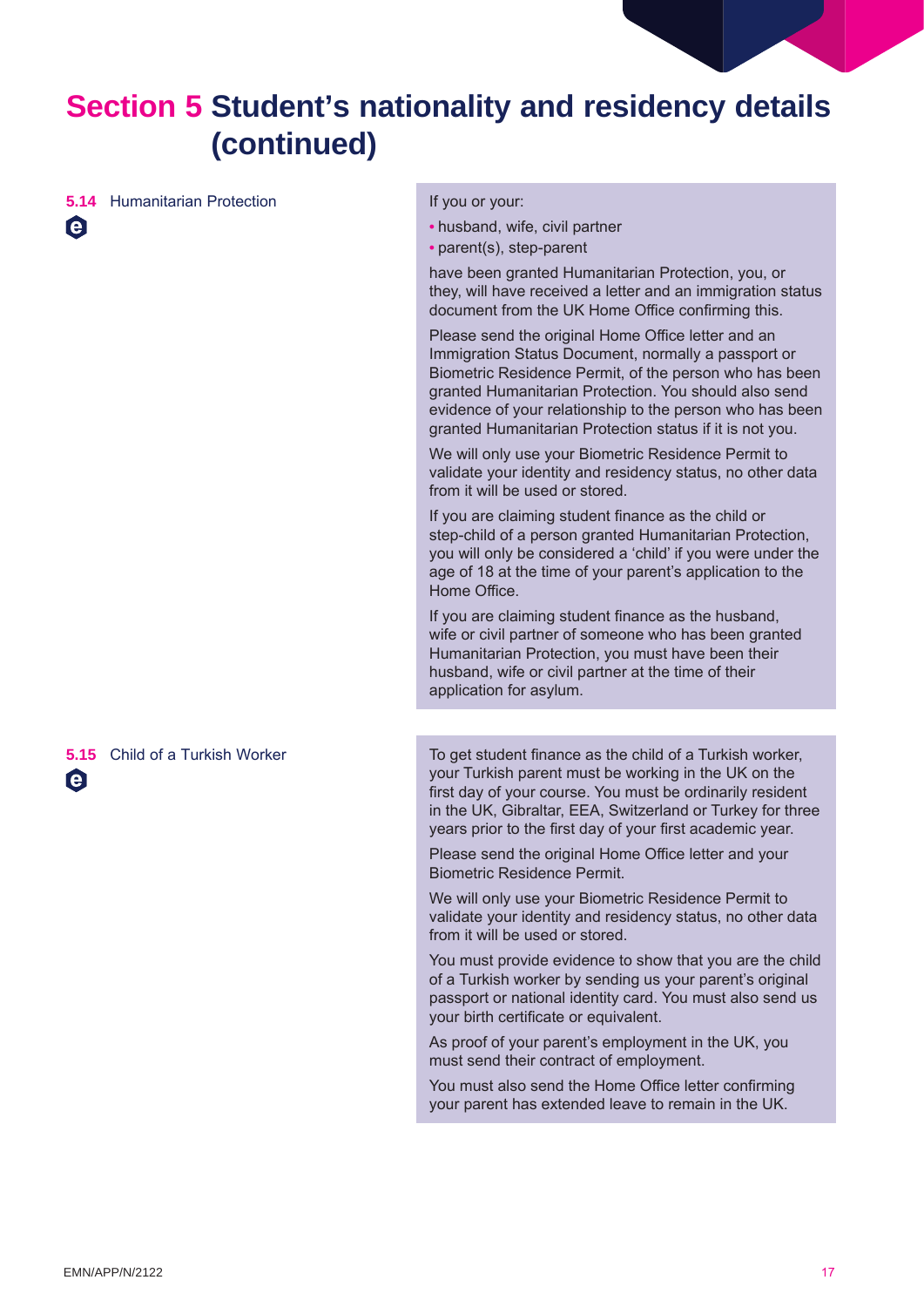# Section 5 Student's nationality and residency details (continued)

**5.14** Humanitarian Protection

If you or your:

- husband, wife, civil partner
- parent(s), step-parent

have been granted Humanitarian Protection, you, or they, will have received a letter and an immigration status document from the UK Home Office confirming this.

Please send the original Home Office letter and an Immigration Status Document, normally a passport or Biometric Residence Permit, of the person who has been granted Humanitarian Protection. You should also send evidence of your relationship to the person who has been granted Humanitarian Protection status if it is not you.

We will only use your Biometric Residence Permit to validate your identity and residency status, no other data from it will be used or stored.

If you are claiming student finance as the child or step-child of a person granted Humanitarian Protection, you will only be considered a 'child' if you were under the age of 18 at the time of your parent's application to the Home Office.

If you are claiming student finance as the husband, wife or civil partner of someone who has been granted Humanitarian Protection, you must have been their husband, wife or civil partner at the time of their application for asylum.

**5.15** Child of a Turkish Worker

To get student finance as the child of a Turkish worker, your Turkish parent must be working in the UK on the first day of your course. You must be ordinarily resident in the UK, Gibraltar, EEA, Switzerland or Turkey for three years prior to the first day of your first academic year.

Please send the original Home Office letter and your Biometric Residence Permit.

We will only use your Biometric Residence Permit to validate your identity and residency status, no other data from it will be used or stored.

You must provide evidence to show that you are the child of a Turkish worker by sending us your parent's original passport or national identity card. You must also send us your birth certificate or equivalent.

As proof of your parent's employment in the UK, you must send their contract of employment.

You must also send the Home Office letter confirming your parent has extended leave to remain in the UK.

EMN/APP/N/2122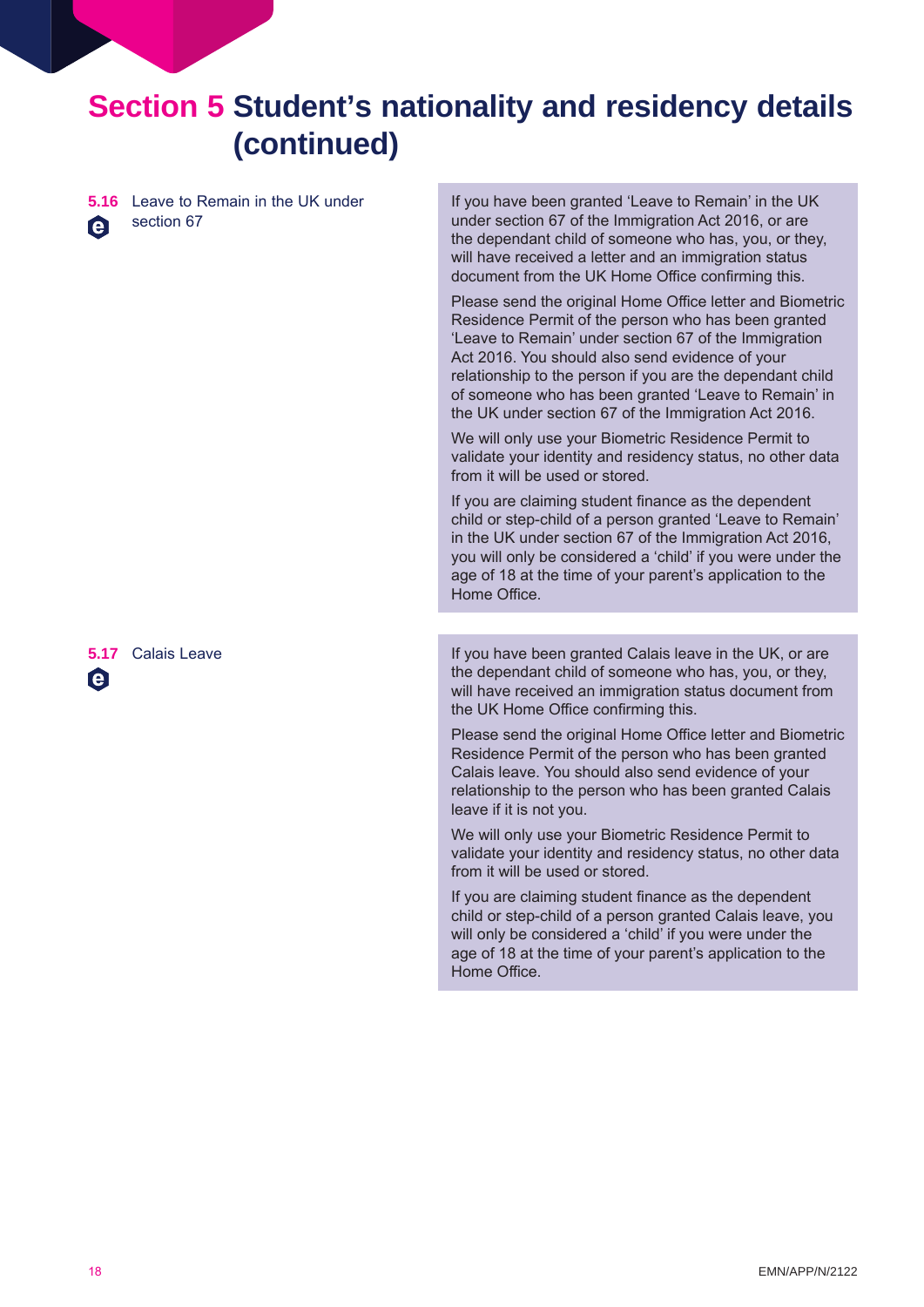# Section 5 Student's nationality and residency details (continued)

**5.16** Leave to Remain in the UK under section 67

e

If you have been granted 'Leave to Remain' in the UK under section 67 of the Immigration Act 2016, or are the dependant child of someone who has, you, or they, will have received a letter and an immigration status document from the UK Home Office confirming this.

Please send the original Home Office letter and Biometric Residence Permit of the person who has been granted 'Leave to Remain' under section 67 of the Immigration Act 2016. You should also send evidence of your relationship to the person if you are the dependant child of someone who has been granted 'Leave to Remain' in the UK under section 67 of the Immigration Act 2016.

We will only use your Biometric Residence Permit to validate your identity and residency status, no other data from it will be used or stored.

If you are claiming student finance as the dependent child or step-child of a person granted 'Leave to Remain' in the UK under section 67 of the Immigration Act 2016, you will only be considered a 'child' if you were under the age of 18 at the time of your parent's application to the Home Office.

**5.17** Calais Leave

e

If you have been granted Calais leave in the UK, or are the dependant child of someone who has, you, or they, will have received an immigration status document from the UK Home Office confirming this.

Please send the original Home Office letter and Biometric Residence Permit of the person who has been granted Calais leave. You should also send evidence of your relationship to the person who has been granted Calais leave if it is not you.

We will only use your Biometric Residence Permit to validate your identity and residency status, no other data from it will be used or stored.

If you are claiming student finance as the dependent child or step-child of a person granted Calais leave, you will only be considered a 'child' if you were under the age of 18 at the time of your parent's application to the Home Office.

EMN/APP/N/2122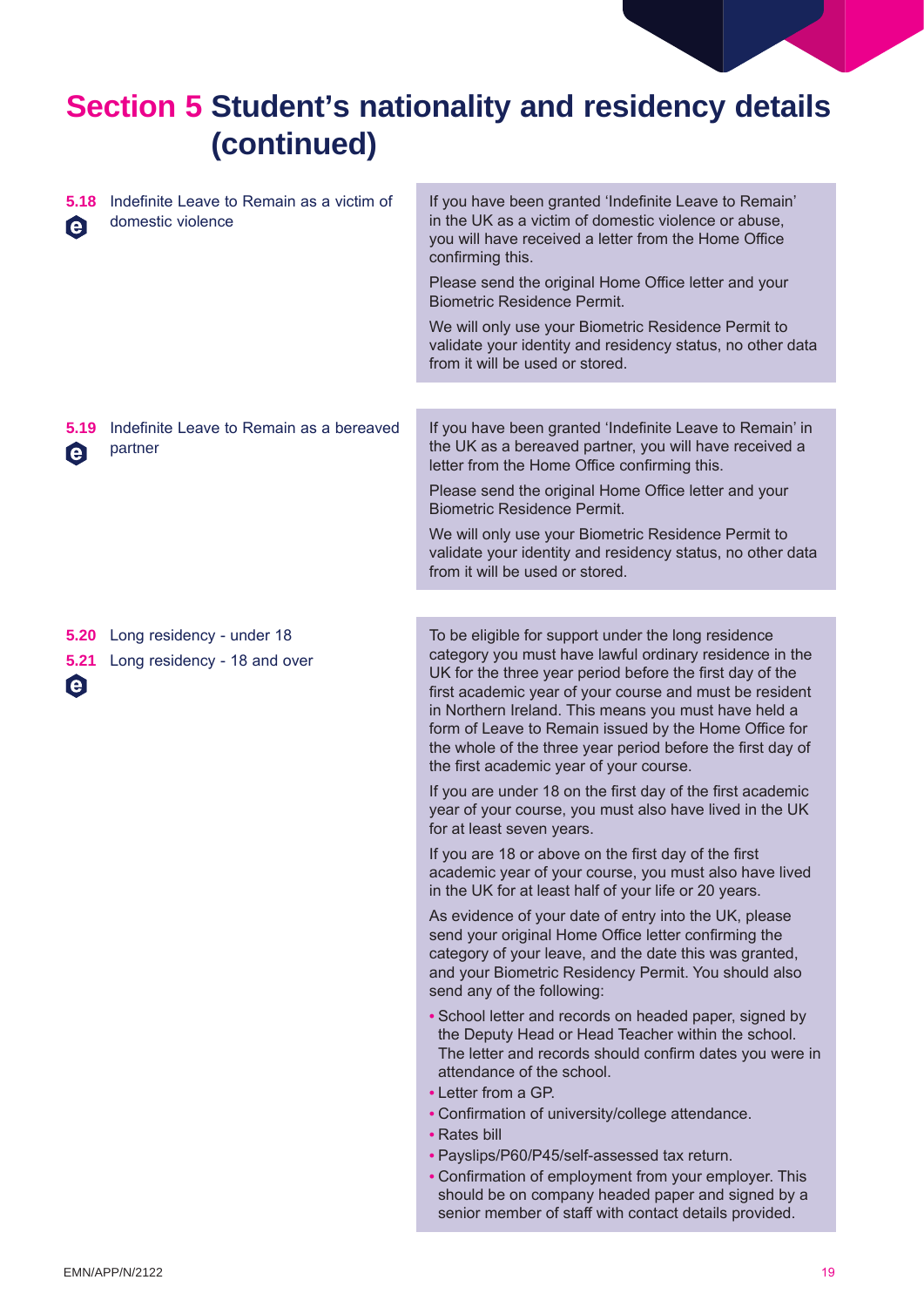# Section 5 Student's nationality and residency details (continued)

**5.18** Indefinite Leave to Remain as a victim of domestic violence

If you have been granted 'Indefinite Leave to Remain' in the UK as a victim of domestic violence or abuse, you will have received a letter from the Home Office confirming this.

Please send the original Home Office letter and your Biometric Residence Permit.

We will only use your Biometric Residence Permit to validate your identity and residency status, no other data from it will be used or stored.

**5.19** Indefinite Leave to Remain as a bereaved partner

If you have been granted 'Indefinite Leave to Remain' in the UK as a bereaved partner, you will have received a letter from the Home Office confirming this.

Please send the original Home Office letter and your Biometric Residence Permit.

We will only use your Biometric Residence Permit to validate your identity and residency status, no other data from it will be used or stored.

**5.20** Long residency - under 18

**5.21** Long residency - 18 and over

To be eligible for support under the long residence category you must have lawful ordinary residence in the UK for the three year period before the first day of the first academic year of your course and must be resident in Northern Ireland. This means you must have held a form of Leave to Remain issued by the Home Office for the whole of the three year period before the first day of the first academic year of your course.

If you are under 18 on the first day of the first academic year of your course, you must also have lived in the UK for at least seven years.

If you are 18 or above on the first day of the first academic year of your course, you must also have lived in the UK for at least half of your life or 20 years.

As evidence of your date of entry into the UK, please send your original Home Office letter confirming the category of your leave, and the date this was granted, and your Biometric Residency Permit. You should also send any of the following:

- School letter and records on headed paper, signed by the Deputy Head or Head Teacher within the school. The letter and records should confirm dates you were in attendance of the school.
- Letter from a GP.
- Confirmation of university/college attendance.
- Rates bill
- Payslips/P60/P45/self-assessed tax return.
- Confirmation of employment from your employer. This should be on company headed paper and signed by a senior member of staff with contact details provided.

EMN/APP/N/2122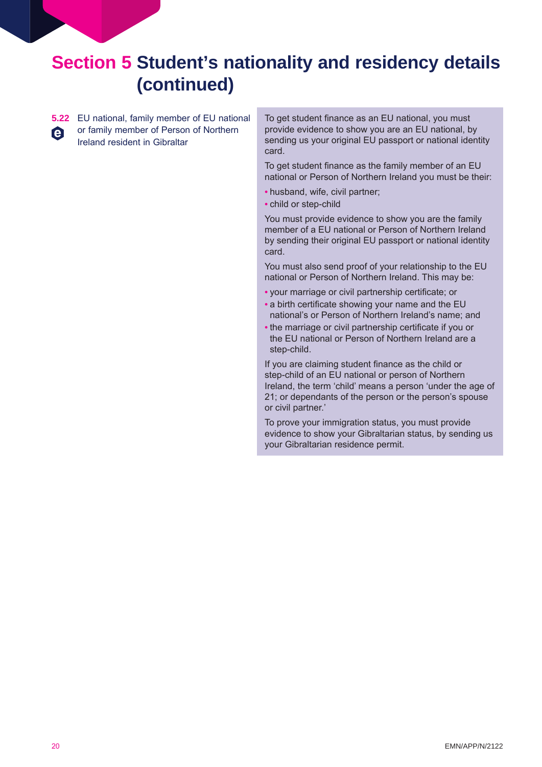# Section 5 Student's nationality and residency details (continued)

**5.22** EU national, family member of EU national or family member of Person of Northern Ireland resident in Gibraltar

To get student finance as an EU national, you must provide evidence to show you are an EU national, by sending us your original EU passport or national identity card.

To get student finance as the family member of an EU national or Person of Northern Ireland you must be their:

- husband, wife, civil partner;
- child or step-child

You must provide evidence to show you are the family member of a EU national or Person of Northern Ireland by sending their original EU passport or national identity card.

You must also send proof of your relationship to the EU national or Person of Northern Ireland. This may be:

- your marriage or civil partnership certificate; or
- a birth certificate showing your name and the EU national's or Person of Northern Ireland's name; and
- the marriage or civil partnership certificate if you or the EU national or Person of Northern Ireland are a step-child.

If you are claiming student finance as the child or step-child of an EU national or person of Northern Ireland, the term 'child' means a person 'under the age of 21; or dependants of the person or the person's spouse or civil partner.'

To prove your immigration status, you must provide evidence to show your Gibraltarian status, by sending us your Gibraltarian residence permit.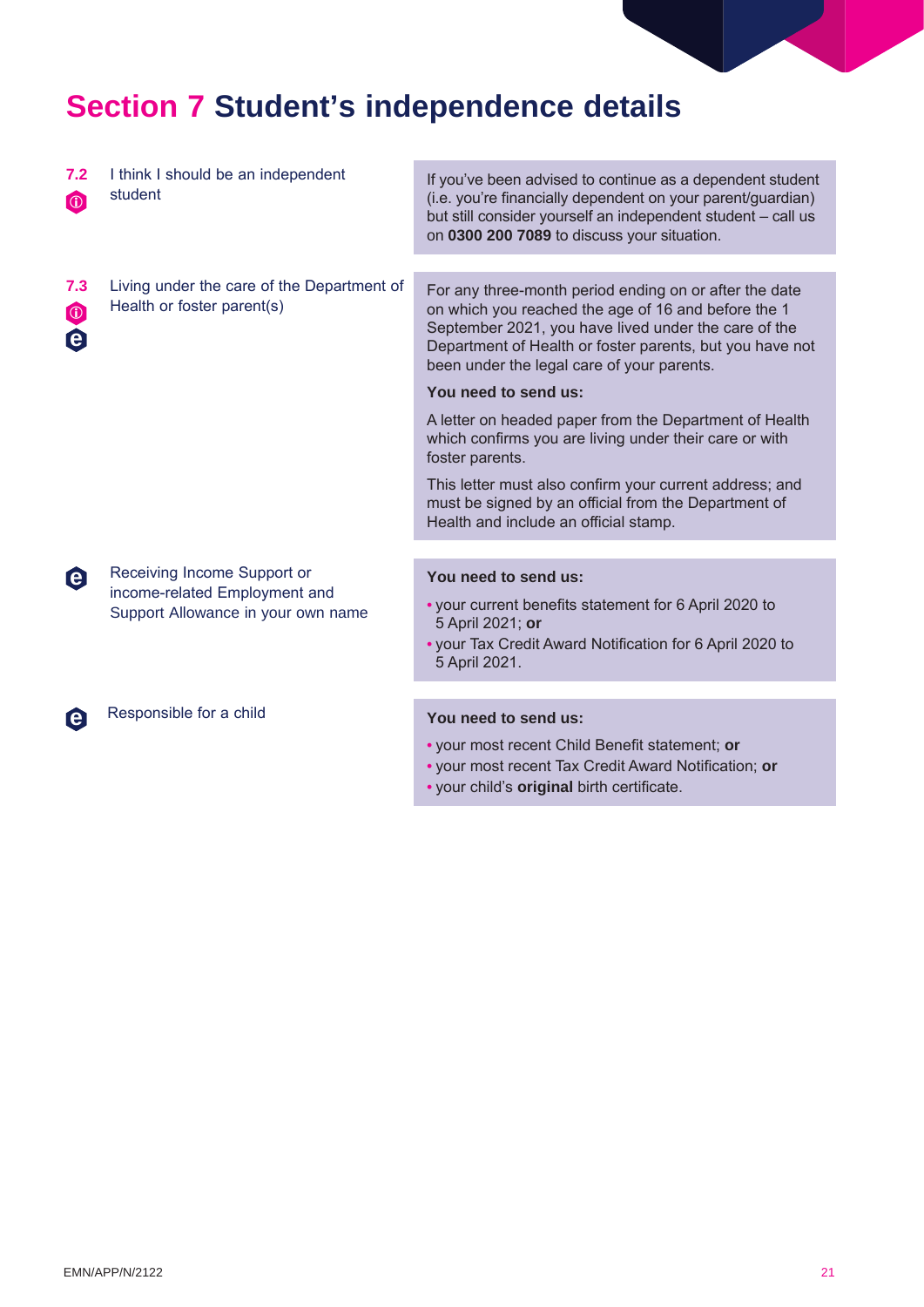# Section 7 Student's independence details

**7.2** I think I should be an independent student

If you've been advised to continue as a dependent student (i.e. you're financially dependent on your parent/guardian) but still consider yourself an independent student – call us on **0300 200 7089** to discuss your situation.

**7.3** Living under the care of the Department of Health or foster parent(s)

For any three-month period ending on or after the date on which you reached the age of 16 and before the 1 September 2021, you have lived under the care of the Department of Health or foster parents, but you have not been under the legal care of your parents.

**You need to send us:**

A letter on headed paper from the Department of Health which confirms you are living under their care or with foster parents.

This letter must also confirm your current address; and must be signed by an official from the Department of Health and include an official stamp.

Receiving Income Support or income-related Employment and Support Allowance in your own name

**You need to send us:**

- your current benefits statement for 6 April 2020 to 5 April 2021; **or**
- your Tax Credit Award Notification for 6 April 2020 to 5 April 2021.

Responsible for a child

**You need to send us:**

- your most recent Child Benefit statement; **or**
- your most recent Tax Credit Award Notification; **or**
- your child's **original** birth certificate.

EMN/APP/N/2122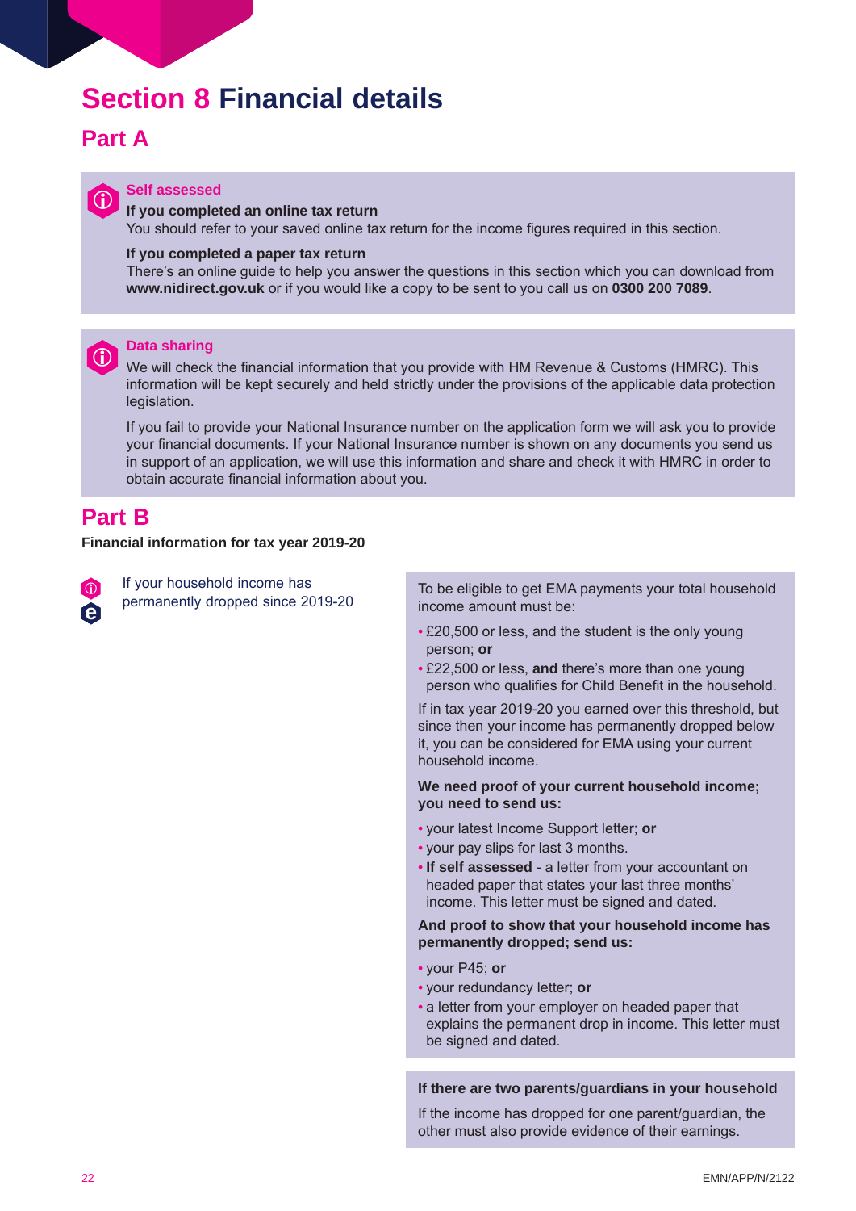# Section 8 Financial details

## Part A

**Self assessed**

**If you completed an online tax return**
You should refer to your saved online tax return for the income figures required in this section.

**If you completed a paper tax return**
There's an online guide to help you answer the questions in this section which you can download from **www.nidirect.gov.uk** or if you would like a copy to be sent to you call us on **0300 200 7089**.

**Data sharing**

We will check the financial information that you provide with HM Revenue & Customs (HMRC). This information will be kept securely and held strictly under the provisions of the applicable data protection legislation.

If you fail to provide your National Insurance number on the application form we will ask you to provide your financial documents. If your National Insurance number is shown on any documents you send us in support of an application, we will use this information and share and check it with HMRC in order to obtain accurate financial information about you.

## Part B

**Financial information for tax year 2019-20**

If your household income has permanently dropped since 2019-20

To be eligible to get EMA payments your total household income amount must be:

- £20,500 or less, and the student is the only young person; **or**
- £22,500 or less, **and** there's more than one young person who qualifies for Child Benefit in the household.

If in tax year 2019-20 you earned over this threshold, but since then your income has permanently dropped below it, you can be considered for EMA using your current household income.

**We need proof of your current household income; you need to send us:**

- your latest Income Support letter; **or**
- your pay slips for last 3 months.
- **If self assessed** - a letter from your accountant on headed paper that states your last three months' income. This letter must be signed and dated.

**And proof to show that your household income has permanently dropped; send us:**

- your P45; **or**
- your redundancy letter; **or**
- a letter from your employer on headed paper that explains the permanent drop in income. This letter must be signed and dated.

**If there are two parents/guardians in your household**

If the income has dropped for one parent/guardian, the other must also provide evidence of their earnings.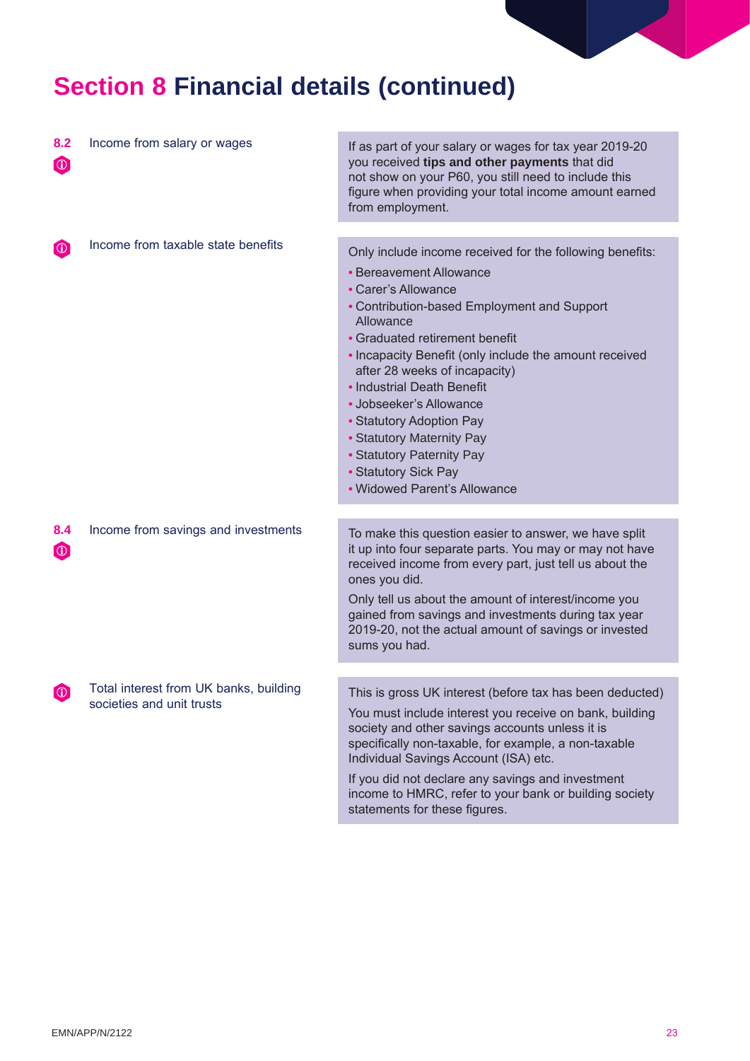# Section 8 Financial details (continued)

**8.2** Income from salary or wages

If as part of your salary or wages for tax year 2019-20 you received **tips and other payments** that did not show on your P60, you still need to include this figure when providing your total income amount earned from employment.

Income from taxable state benefits

Only include income received for the following benefits:

- Bereavement Allowance
- Carer's Allowance
- Contribution-based Employment and Support Allowance
- Graduated retirement benefit
- Incapacity Benefit (only include the amount received after 28 weeks of incapacity)
- Industrial Death Benefit
- Jobseeker's Allowance
- Statutory Adoption Pay
- Statutory Maternity Pay
- Statutory Paternity Pay
- Statutory Sick Pay
- Widowed Parent's Allowance

**8.4** Income from savings and investments

To make this question easier to answer, we have split it up into four separate parts. You may or may not have received income from every part, just tell us about the ones you did.

Only tell us about the amount of interest/income you gained from savings and investments during tax year 2019-20, not the actual amount of savings or invested sums you had.

Total interest from UK banks, building societies and unit trusts

This is gross UK interest (before tax has been deducted)

You must include interest you receive on bank, building society and other savings accounts unless it is specifically non-taxable, for example, a non-taxable Individual Savings Account (ISA) etc.

If you did not declare any savings and investment income to HMRC, refer to your bank or building society statements for these figures.

EMN/APP/N/2122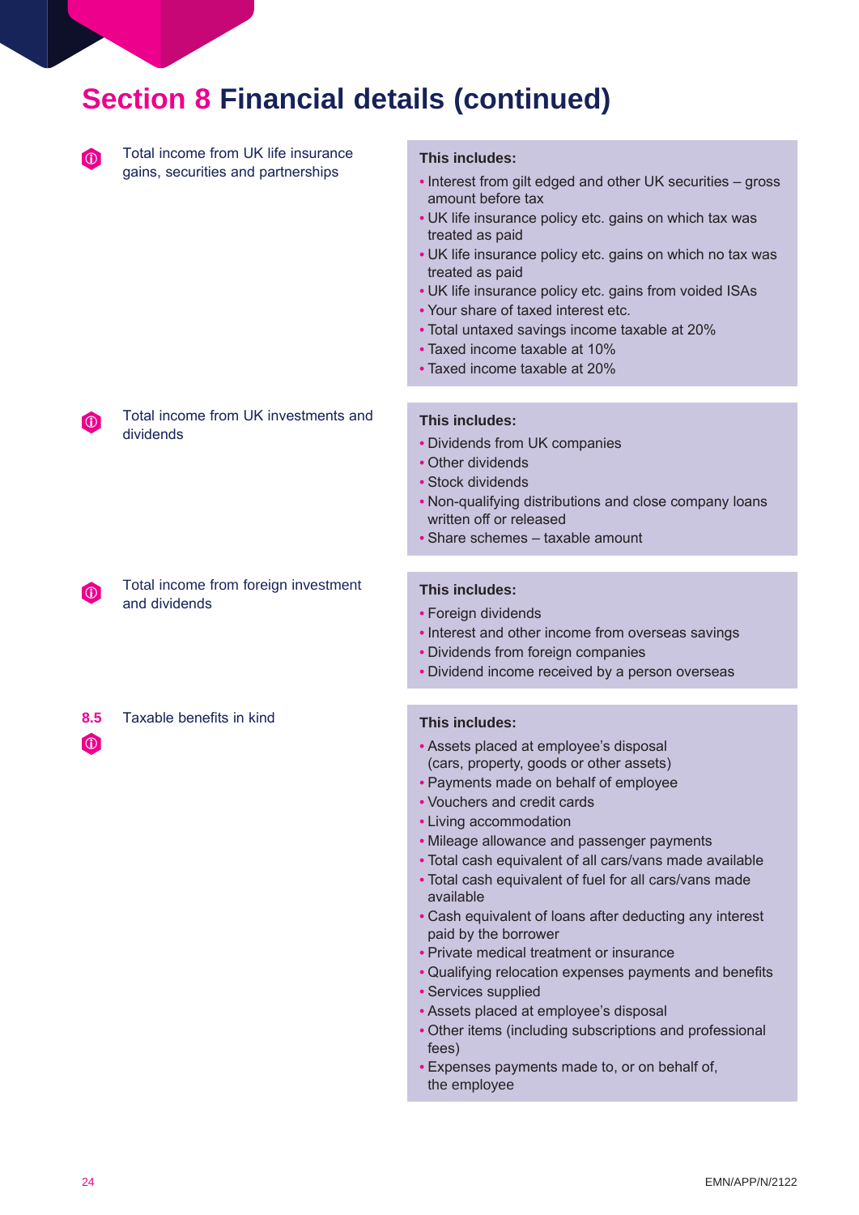# Section 8 Financial details (continued)

Total income from UK life insurance gains, securities and partnerships

**This includes:**

- Interest from gilt edged and other UK securities – gross amount before tax
- UK life insurance policy etc. gains on which tax was treated as paid
- UK life insurance policy etc. gains on which no tax was treated as paid
- UK life insurance policy etc. gains from voided ISAs
- Your share of taxed interest etc.
- Total untaxed savings income taxable at 20%
- Taxed income taxable at 10%
- Taxed income taxable at 20%

Total income from UK investments and dividends

**This includes:**

- Dividends from UK companies
- Other dividends
- Stock dividends
- Non-qualifying distributions and close company loans written off or released
- Share schemes – taxable amount

Total income from foreign investment and dividends

**This includes:**

- Foreign dividends
- Interest and other income from overseas savings
- Dividends from foreign companies
- Dividend income received by a person overseas

**8.5** Taxable benefits in kind

**This includes:**

- Assets placed at employee's disposal (cars, property, goods or other assets)
- Payments made on behalf of employee
- Vouchers and credit cards
- Living accommodation
- Mileage allowance and passenger payments
- Total cash equivalent of all cars/vans made available
- Total cash equivalent of fuel for all cars/vans made available
- Cash equivalent of loans after deducting any interest paid by the borrower
- Private medical treatment or insurance
- Qualifying relocation expenses payments and benefits
- Services supplied
- Assets placed at employee's disposal
- Other items (including subscriptions and professional fees)
- Expenses payments made to, or on behalf of, the employee

EMN/APP/N/2122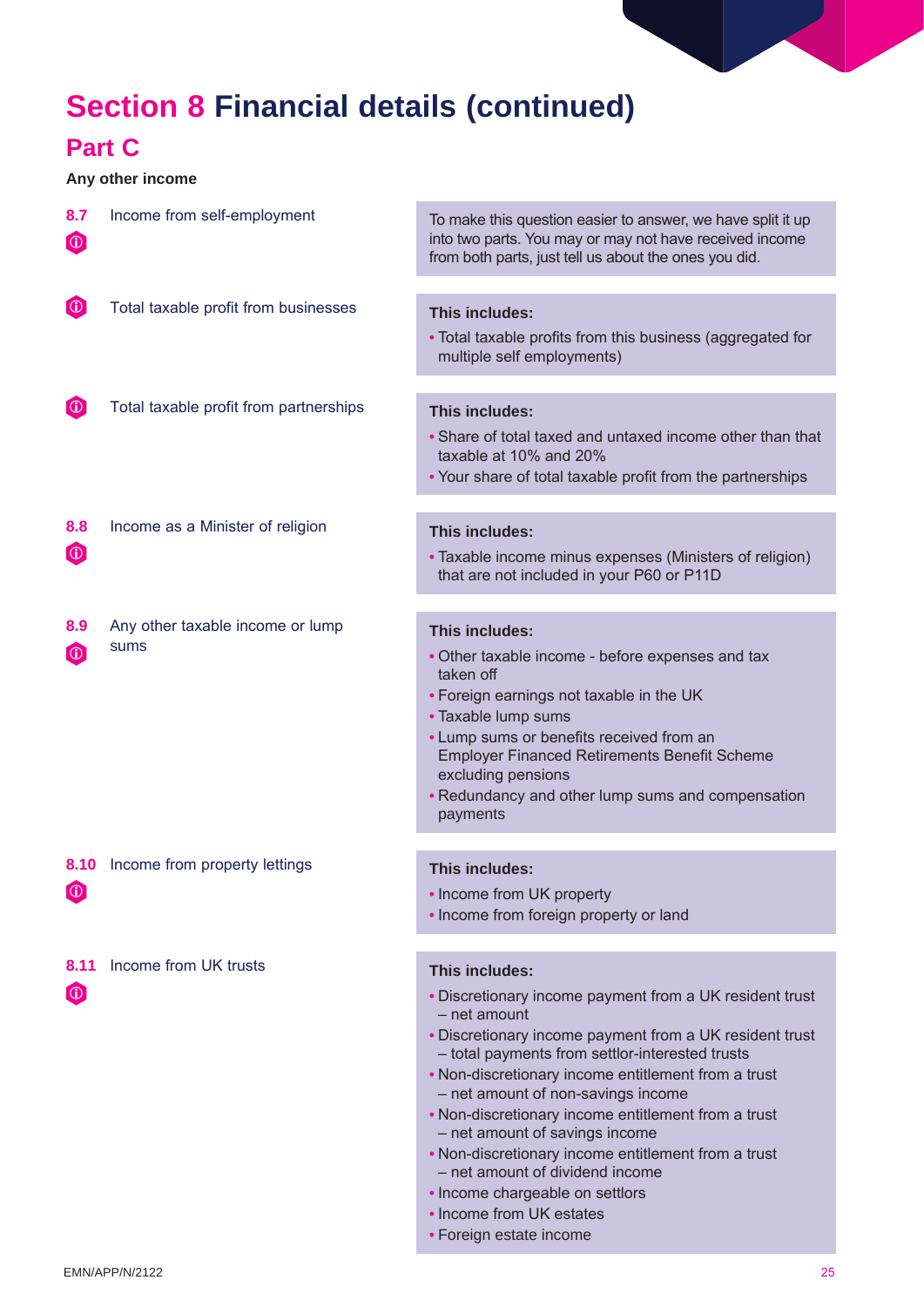# Section 8 Financial details (continued)

## Part C

**Any other income**

**8.7** Income from self-employment

To make this question easier to answer, we have split it up into two parts. You may or may not have received income from both parts, just tell us about the ones you did.

Total taxable profit from businesses

**This includes:**

- Total taxable profits from this business (aggregated for multiple self employments)

Total taxable profit from partnerships

**This includes:**

- Share of total taxed and untaxed income other than that taxable at 10% and 20%
- Your share of total taxable profit from the partnerships

**8.8** Income as a Minister of religion

**This includes:**

- Taxable income minus expenses (Ministers of religion) that are not included in your P60 or P11D

**8.9** Any other taxable income or lump sums

**This includes:**

- Other taxable income - before expenses and tax taken off
- Foreign earnings not taxable in the UK
- Taxable lump sums
- Lump sums or benefits received from an Employer Financed Retirements Benefit Scheme excluding pensions
- Redundancy and other lump sums and compensation payments

**8.10** Income from property lettings

**This includes:**

- Income from UK property
- Income from foreign property or land

**8.11** Income from UK trusts

**This includes:**

- Discretionary income payment from a UK resident trust – net amount
- Discretionary income payment from a UK resident trust – total payments from settlor-interested trusts
- Non-discretionary income entitlement from a trust – net amount of non-savings income
- Non-discretionary income entitlement from a trust – net amount of savings income
- Non-discretionary income entitlement from a trust – net amount of dividend income
- Income chargeable on settlors
- Income from UK estates
- Foreign estate income

EMN/APP/N/2122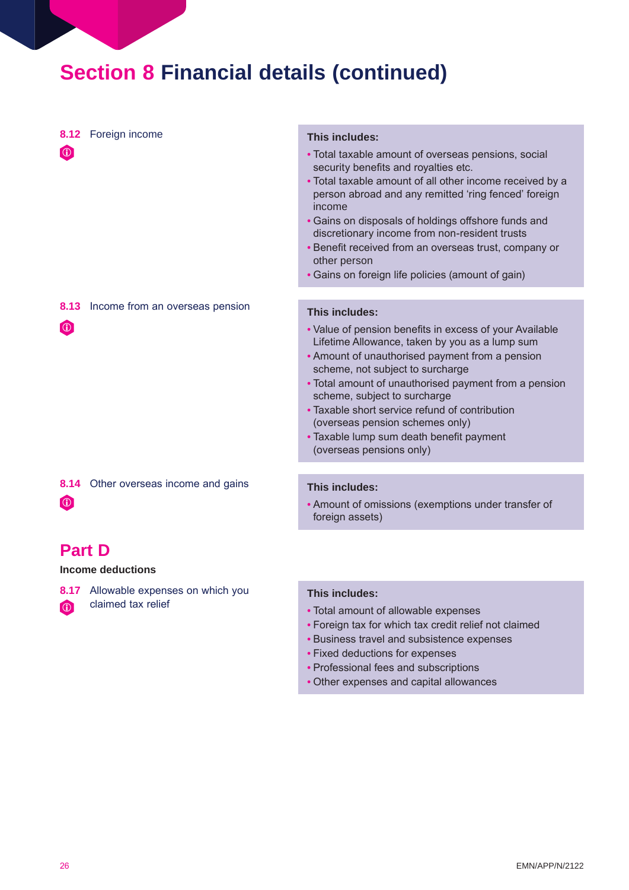# Section 8 Financial details (continued)

**8.12** Foreign income

**This includes:**

- Total taxable amount of overseas pensions, social security benefits and royalties etc.
- Total taxable amount of all other income received by a person abroad and any remitted 'ring fenced' foreign income
- Gains on disposals of holdings offshore funds and discretionary income from non-resident trusts
- Benefit received from an overseas trust, company or other person
- Gains on foreign life policies (amount of gain)

**8.13** Income from an overseas pension

**This includes:**

- Value of pension benefits in excess of your Available Lifetime Allowance, taken by you as a lump sum
- Amount of unauthorised payment from a pension scheme, not subject to surcharge
- Total amount of unauthorised payment from a pension scheme, subject to surcharge
- Taxable short service refund of contribution (overseas pension schemes only)
- Taxable lump sum death benefit payment (overseas pensions only)

**8.14** Other overseas income and gains

**This includes:**

- Amount of omissions (exemptions under transfer of foreign assets)

## Part D

**Income deductions**

**8.17** Allowable expenses on which you claimed tax relief

**This includes:**

- Total amount of allowable expenses
- Foreign tax for which tax credit relief not claimed
- Business travel and subsistence expenses
- Fixed deductions for expenses
- Professional fees and subscriptions
- Other expenses and capital allowances

EMN/APP/N/2122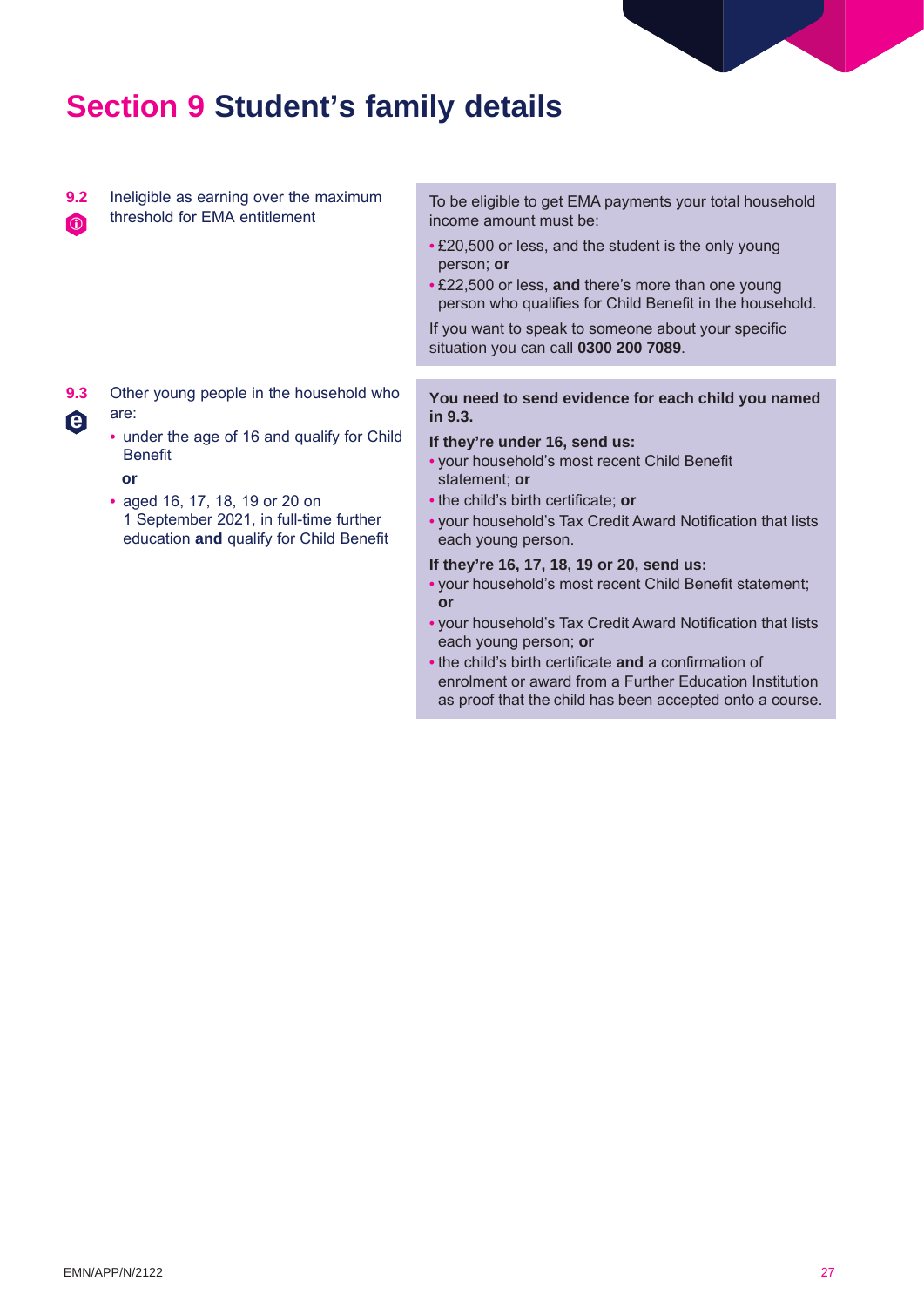# Section 9 Student's family details

**9.2** Ineligible as earning over the maximum threshold for EMA entitlement

To be eligible to get EMA payments your total household income amount must be:

- £20,500 or less, and the student is the only young person; **or**
- £22,500 or less, **and** there's more than one young person who qualifies for Child Benefit in the household.

If you want to speak to someone about your specific situation you can call **0300 200 7089**.

**9.3** Other young people in the household who are:

- under the age of 16 and qualify for Child Benefit

**or**

- aged 16, 17, 18, 19 or 20 on 1 September 2021, in full-time further education **and** qualify for Child Benefit

**You need to send evidence for each child you named in 9.3.**

**If they're under 16, send us:**

- your household's most recent Child Benefit statement; **or**
- the child's birth certificate; **or**
- your household's Tax Credit Award Notification that lists each young person.

**If they're 16, 17, 18, 19 or 20, send us:**

- your household's most recent Child Benefit statement; **or**
- your household's Tax Credit Award Notification that lists each young person; **or**
- the child's birth certificate **and** a confirmation of enrolment or award from a Further Education Institution as proof that the child has been accepted onto a course.

EMN/APP/N/2122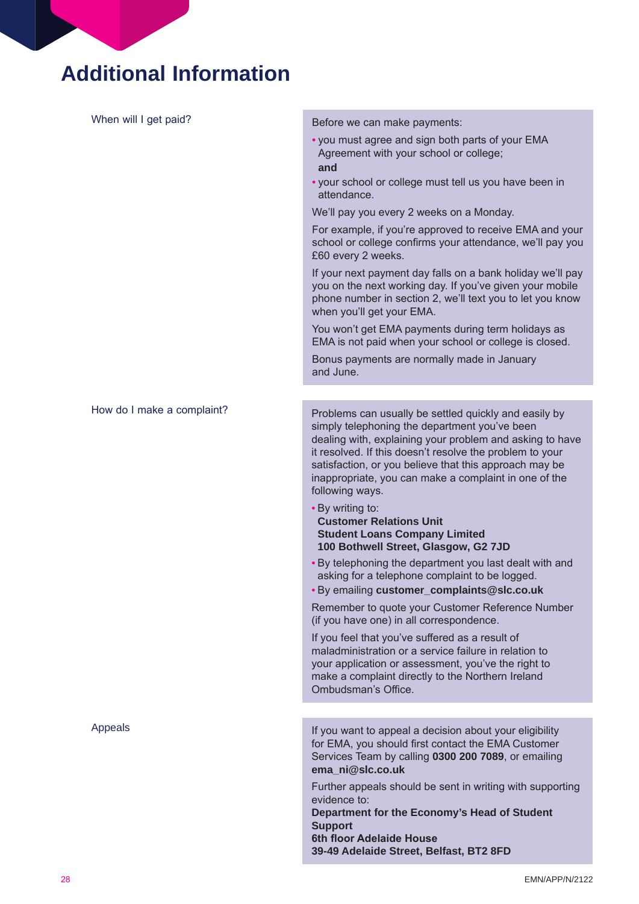# Additional Information

### When will I get paid?

Before we can make payments:

- you must agree and sign both parts of your EMA Agreement with your school or college;
  **and**
- your school or college must tell us you have been in attendance.

We'll pay you every 2 weeks on a Monday.

For example, if you're approved to receive EMA and your school or college confirms your attendance, we'll pay you £60 every 2 weeks.

If your next payment day falls on a bank holiday we'll pay you on the next working day. If you've given your mobile phone number in section 2, we'll text you to let you know when you'll get your EMA.

You won't get EMA payments during term holidays as EMA is not paid when your school or college is closed.

Bonus payments are normally made in January and June.

### How do I make a complaint?

Problems can usually be settled quickly and easily by simply telephoning the department you've been dealing with, explaining your problem and asking to have it resolved. If this doesn't resolve the problem to your satisfaction, or you believe that this approach may be inappropriate, you can make a complaint in one of the following ways.

- By writing to:
  **Customer Relations Unit**
  **Student Loans Company Limited**
  **100 Bothwell Street, Glasgow, G2 7JD**
- By telephoning the department you last dealt with and asking for a telephone complaint to be logged.
- By emailing **customer_complaints@slc.co.uk**

Remember to quote your Customer Reference Number (if you have one) in all correspondence.

If you feel that you've suffered as a result of maladministration or a service failure in relation to your application or assessment, you've the right to make a complaint directly to the Northern Ireland Ombudsman's Office.

### Appeals

If you want to appeal a decision about your eligibility for EMA, you should first contact the EMA Customer Services Team by calling **0300 200 7089**, or emailing **ema_ni@slc.co.uk**

Further appeals should be sent in writing with supporting evidence to:
**Department for the Economy's Head of Student Support**
**6th floor Adelaide House**
**39-49 Adelaide Street, Belfast, BT2 8FD**

EMN/APP/N/2122